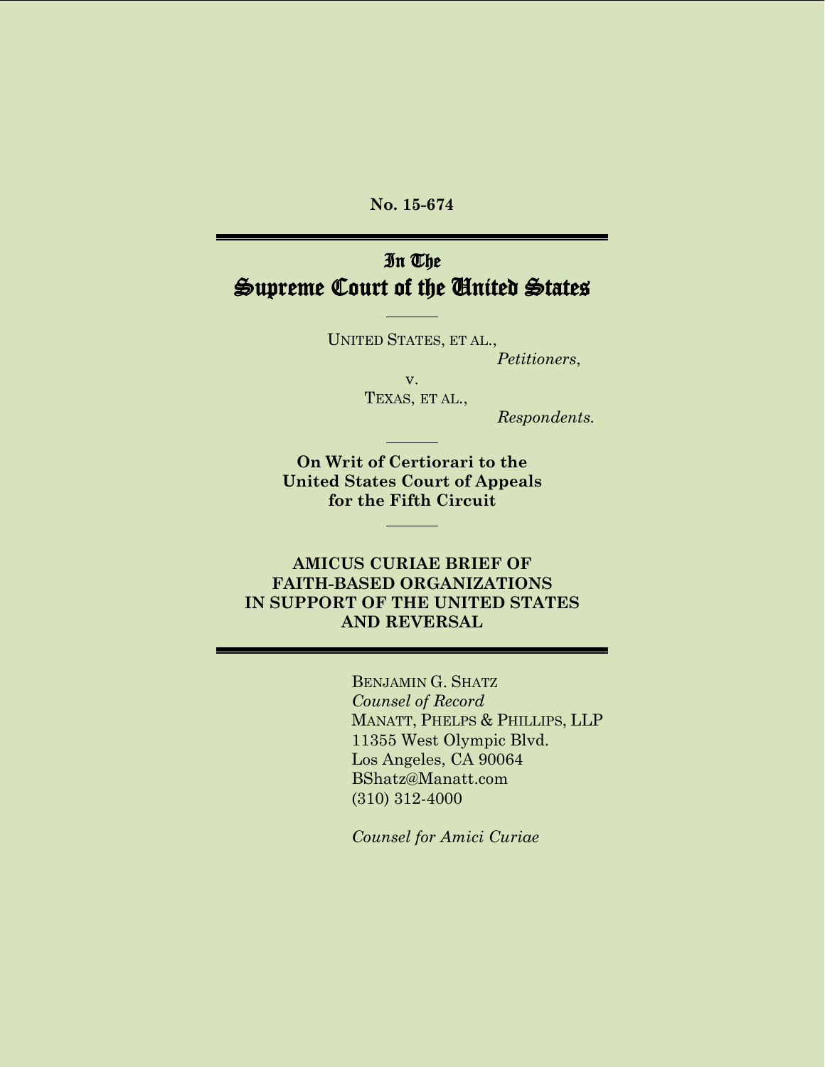**No. 15-674**

---

# In The Supreme Court of the United States

---

UNITED STATES, ET AL.,

*Petitioners*,

v.

TEXAS, ET AL.,

*Respondents.*

---

**On Writ of Certiorari to the United States Court of Appeals for the Fifth Circuit**

---

**AMICUS CURIAE BRIEF OF FAITH-BASED ORGANIZATIONS IN SUPPORT OF THE UNITED STATES AND REVERSAL**

---

BENJAMIN G. SHATZ
*Counsel of Record*
MANATT, PHELPS & PHILLIPS, LLP
11355 West Olympic Blvd.
Los Angeles, CA 90064
BShatz@Manatt.com
(310) 312-4000

*Counsel for Amici Curiae*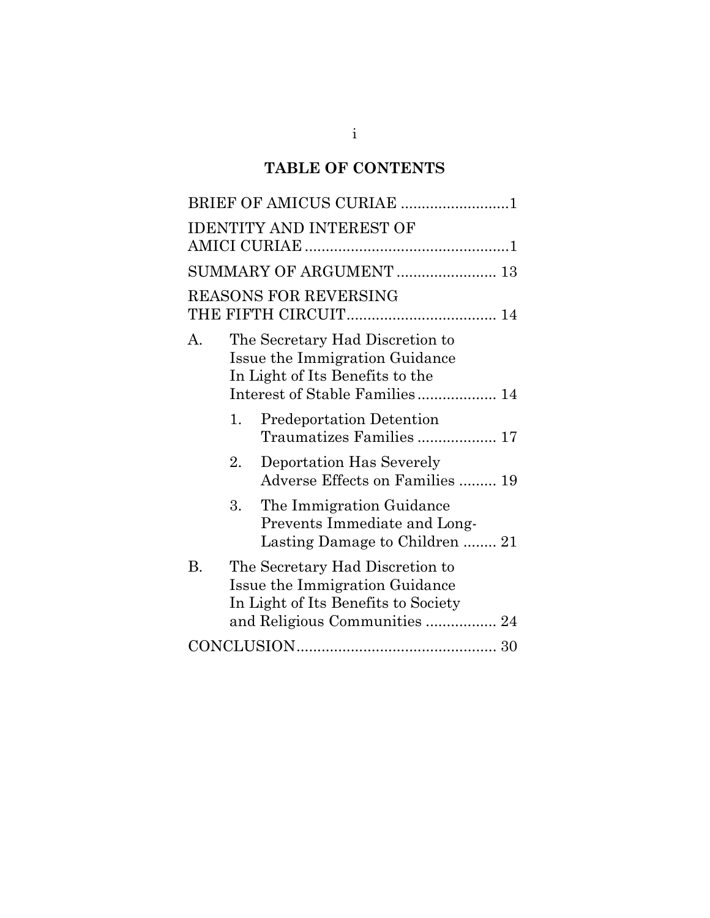## TABLE OF CONTENTS

BRIEF OF AMICUS CURIAE .......................... 1

IDENTITY AND INTEREST OF AMICI CURIAE ................................................ 1

SUMMARY OF ARGUMENT ........................ 13

REASONS FOR REVERSING THE FIFTH CIRCUIT .................................... 14

A. The Secretary Had Discretion to Issue the Immigration Guidance In Light of Its Benefits to the Interest of Stable Families .................. 14

   1. Predeportation Detention Traumatizes Families .................. 17

   2. Deportation Has Severely Adverse Effects on Families ......... 19

   3. The Immigration Guidance Prevents Immediate and Long-Lasting Damage to Children ........ 21

B. The Secretary Had Discretion to Issue the Immigration Guidance In Light of Its Benefits to Society and Religious Communities ................. 24

CONCLUSION ................................................ 30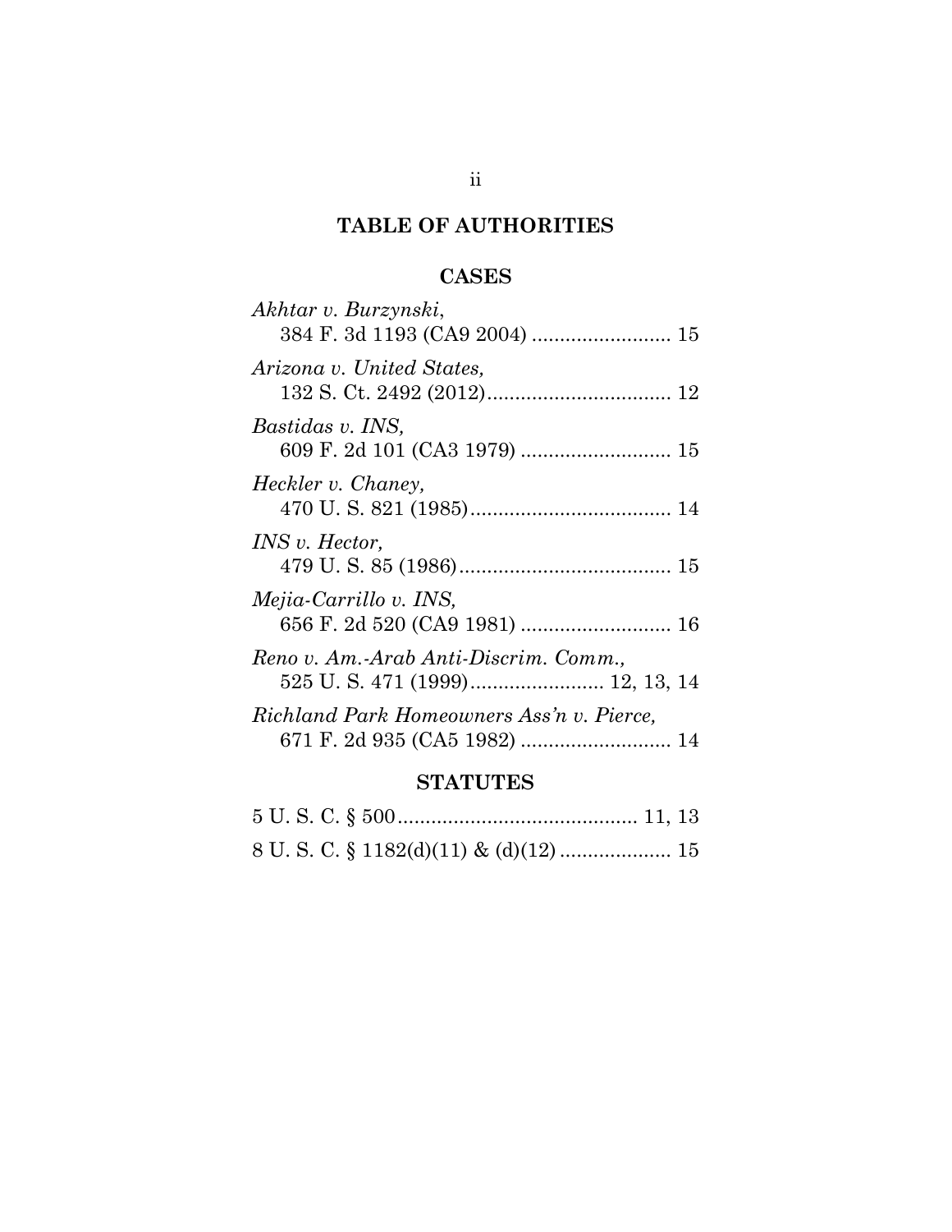# TABLE OF AUTHORITIES

## CASES

*Akhtar v. Burzynski*,
384 F. 3d 1193 (CA9 2004) ......................... 15

*Arizona v. United States,*
132 S. Ct. 2492 (2012)................................. 12

*Bastidas v. INS,*
609 F. 2d 101 (CA3 1979) ........................... 15

*Heckler v. Chaney,*
470 U. S. 821 (1985).................................... 14

*INS v. Hector,*
479 U. S. 85 (1986)...................................... 15

*Mejia-Carrillo v. INS,*
656 F. 2d 520 (CA9 1981) ........................... 16

*Reno v. Am.-Arab Anti-Discrim. Comm.,*
525 U. S. 471 (1999)........................ 12, 13, 14

*Richland Park Homeowners Ass'n v. Pierce,*
671 F. 2d 935 (CA5 1982) ........................... 14

## STATUTES

5 U. S. C. § 500........................................... 11, 13

8 U. S. C. § 1182(d)(11) & (d)(12) .................... 15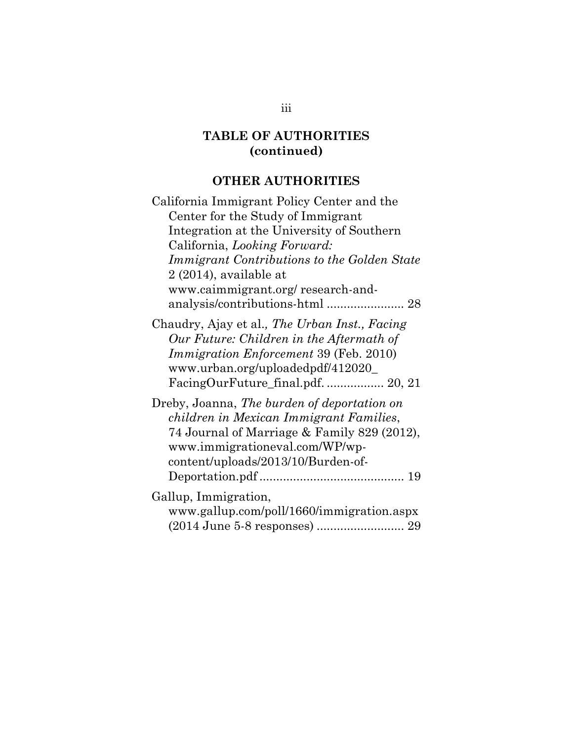## TABLE OF AUTHORITIES (continued)

### OTHER AUTHORITIES

California Immigrant Policy Center and the Center for the Study of Immigrant Integration at the University of Southern California, *Looking Forward: Immigrant Contributions to the Golden State* 2 (2014), available at www.caimmigrant.org/ research-and-analysis/contributions-html ....................... 28

Chaudry, Ajay et al*., The Urban Inst., Facing Our Future: Children in the Aftermath of Immigration Enforcement* 39 (Feb. 2010) www.urban.org/uploadedpdf/412020_ FacingOurFuture_final.pdf. ................. 20, 21

Dreby, Joanna, *The burden of deportation on children in Mexican Immigrant Families*, 74 Journal of Marriage & Family 829 (2012), www.immigrationeval.com/WP/wp-content/uploads/2013/10/Burden-of-Deportation.pdf ........................................... 19

Gallup, Immigration, www.gallup.com/poll/1660/immigration.aspx (2014 June 5-8 responses) .......................... 29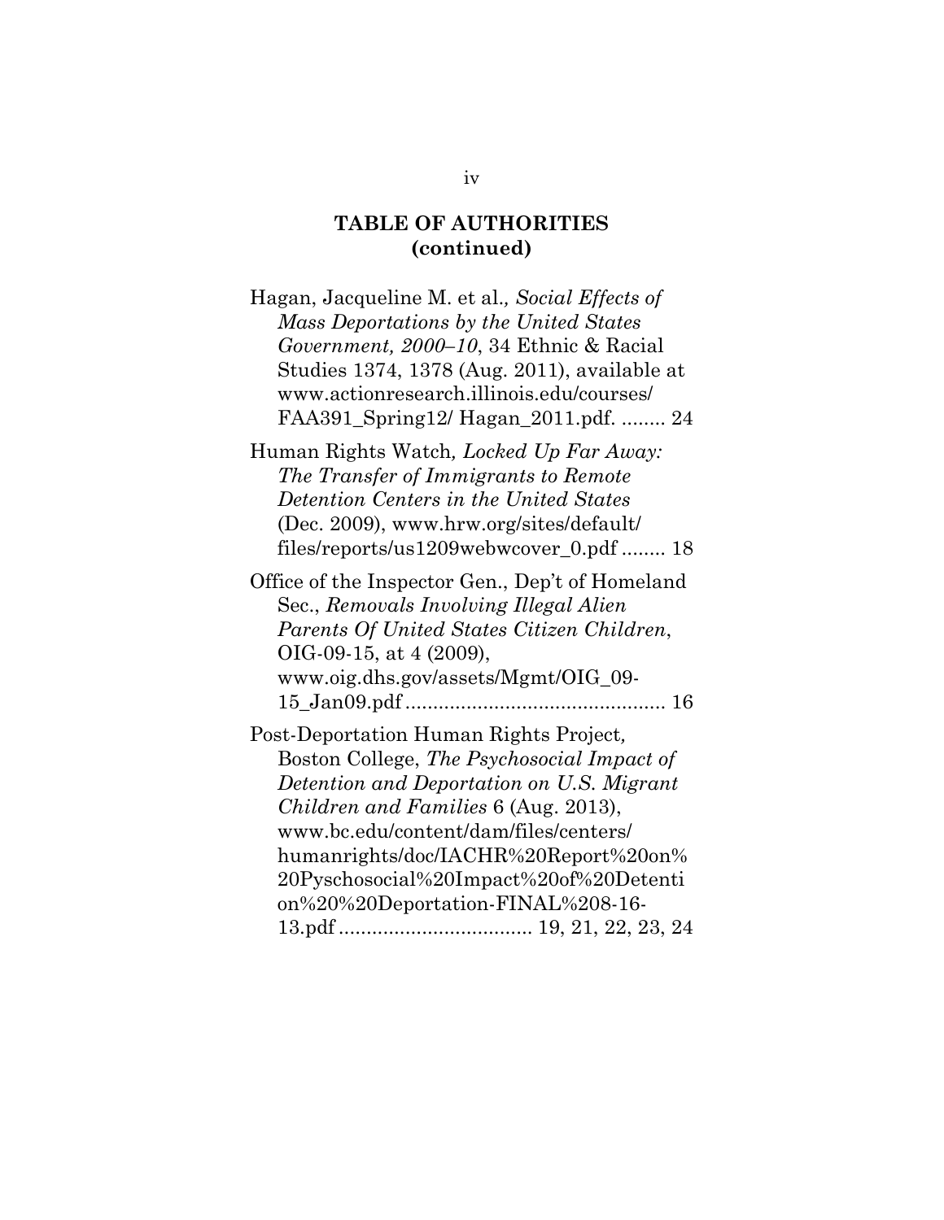## TABLE OF AUTHORITIES (continued)

Hagan, Jacqueline M. et al., *Social Effects of Mass Deportations by the United States Government, 2000–10*, 34 Ethnic & Racial Studies 1374, 1378 (Aug. 2011), available at www.actionresearch.illinois.edu/courses/ FAA391_Spring12/ Hagan_2011.pdf. ........ 24

Human Rights Watch, *Locked Up Far Away: The Transfer of Immigrants to Remote Detention Centers in the United States* (Dec. 2009), www.hrw.org/sites/default/ files/reports/us1209webwcover_0.pdf ........ 18

Office of the Inspector Gen., Dep't of Homeland Sec., *Removals Involving Illegal Alien Parents Of United States Citizen Children*, OIG-09-15, at 4 (2009), www.oig.dhs.gov/assets/Mgmt/OIG_09-15_Jan09.pdf ............................................... 16

Post-Deportation Human Rights Project, Boston College, *The Psychosocial Impact of Detention and Deportation on U.S. Migrant Children and Families* 6 (Aug. 2013), www.bc.edu/content/dam/files/centers/ humanrights/doc/IACHR%20Report%20on%20Pyschosocial%20Impact%20of%20Detention%20%20Deportation-FINAL%208-16-13.pdf ................................... 19, 21, 22, 23, 24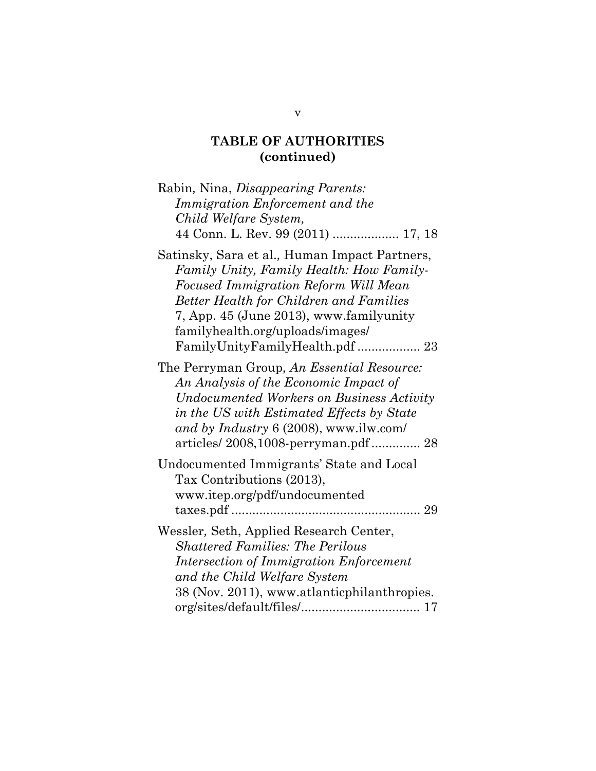## TABLE OF AUTHORITIES (continued)

Rabin, Nina, *Disappearing Parents: Immigration Enforcement and the Child Welfare System,* 44 Conn. L. Rev. 99 (2011) ................... 17, 18

Satinsky, Sara et al., Human Impact Partners, *Family Unity, Family Health: How Family-Focused Immigration Reform Will Mean Better Health for Children and Families* 7, App. 45 (June 2013), www.familyunity familyhealth.org/uploads/images/ FamilyUnityFamilyHealth.pdf .................. 23

The Perryman Group, *An Essential Resource: An Analysis of the Economic Impact of Undocumented Workers on Business Activity in the US with Estimated Effects by State and by Industry* 6 (2008), www.ilw.com/ articles/ 2008,1008-perryman.pdf .............. 28

Undocumented Immigrants' State and Local Tax Contributions (2013), www.itep.org/pdf/undocumented taxes.pdf ...................................................... 29

Wessler, Seth, Applied Research Center, *Shattered Families: The Perilous Intersection of Immigration Enforcement and the Child Welfare System* 38 (Nov. 2011), www.atlanticphilanthropies. org/sites/default/files/.................................. 17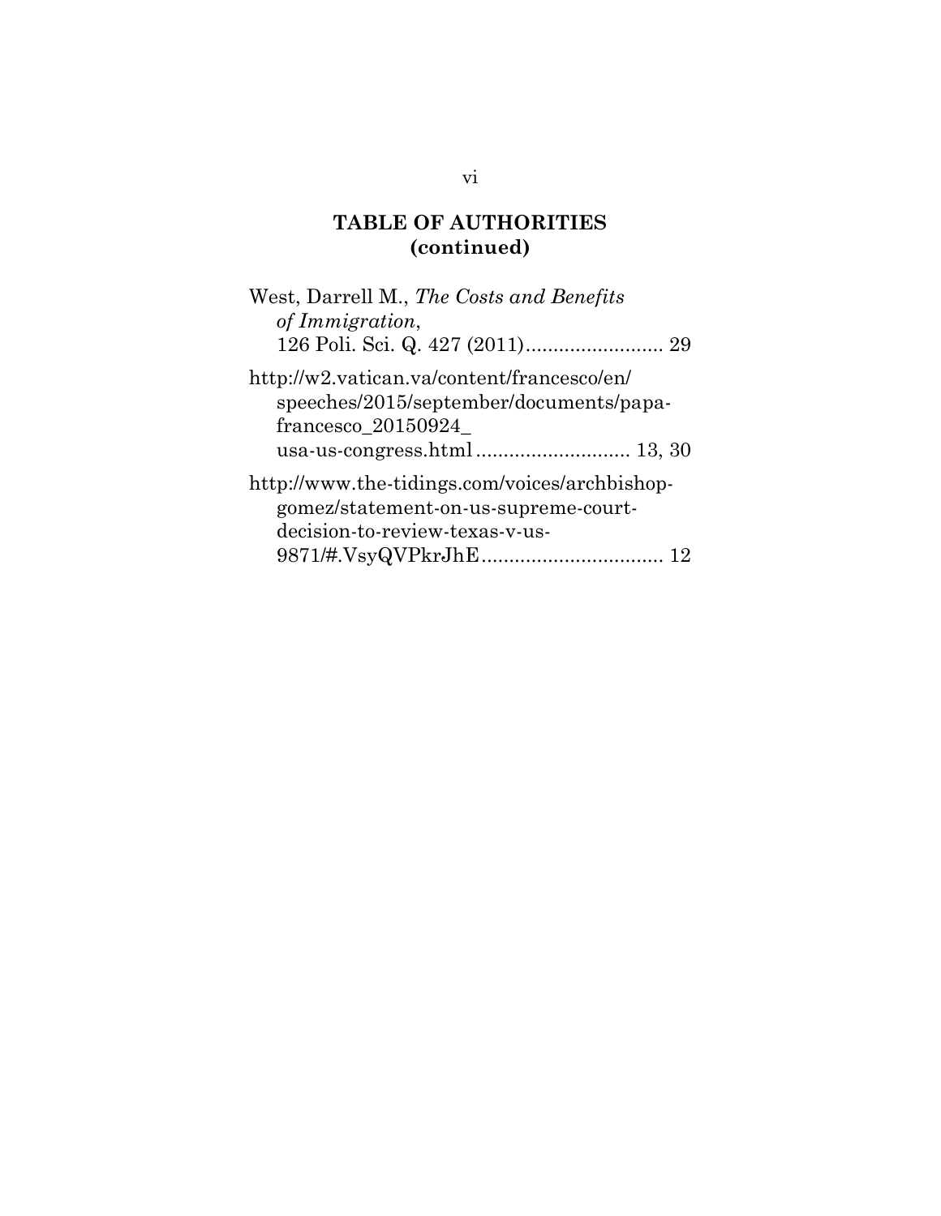## TABLE OF AUTHORITIES (continued)

West, Darrell M., *The Costs and Benefits of Immigration*, 126 Poli. Sci. Q. 427 (2011) ......................... 29

http://w2.vatican.va/content/francesco/en/speeches/2015/september/documents/papa-francesco_20150924_usa-us-congress.html ............................ 13, 30

http://www.the-tidings.com/voices/archbishop-gomez/statement-on-us-supreme-court-decision-to-review-texas-v-us-9871/#.VsyQVPkrJhE ................................. 12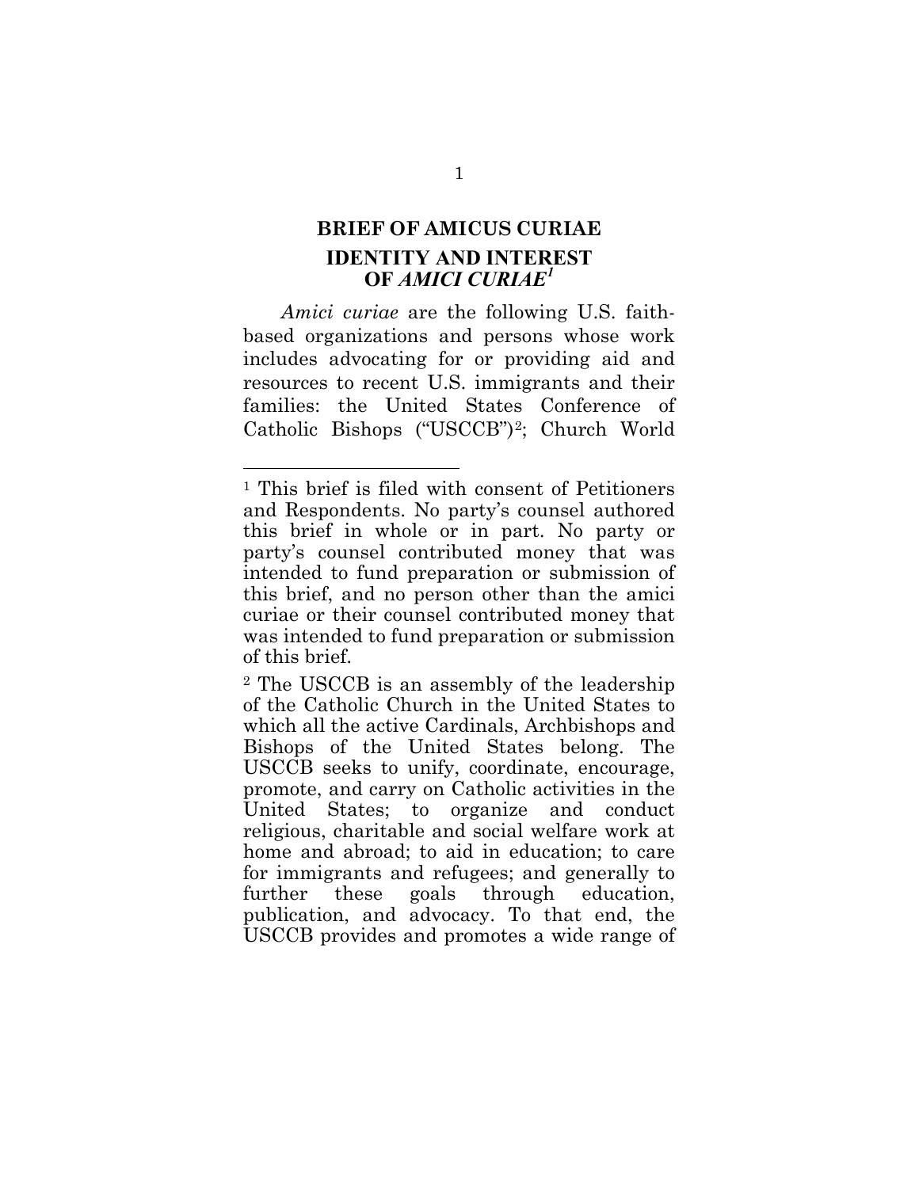## BRIEF OF AMICUS CURIAE

## IDENTITY AND INTEREST OF *AMICI CURIAE*[1]

*Amici curiae* are the following U.S. faith-based organizations and persons whose work includes advocating for or providing aid and resources to recent U.S. immigrants and their families: the United States Conference of Catholic Bishops ("USCCB")[2]; Church World

---

[1] This brief is filed with consent of Petitioners and Respondents. No party's counsel authored this brief in whole or in part. No party or party's counsel contributed money that was intended to fund preparation or submission of this brief, and no person other than the amici curiae or their counsel contributed money that was intended to fund preparation or submission of this brief.

[2] The USCCB is an assembly of the leadership of the Catholic Church in the United States to which all the active Cardinals, Archbishops and Bishops of the United States belong. The USCCB seeks to unify, coordinate, encourage, promote, and carry on Catholic activities in the United States; to organize and conduct religious, charitable and social welfare work at home and abroad; to aid in education; to care for immigrants and refugees; and generally to further these goals through education, publication, and advocacy. To that end, the USCCB provides and promotes a wide range of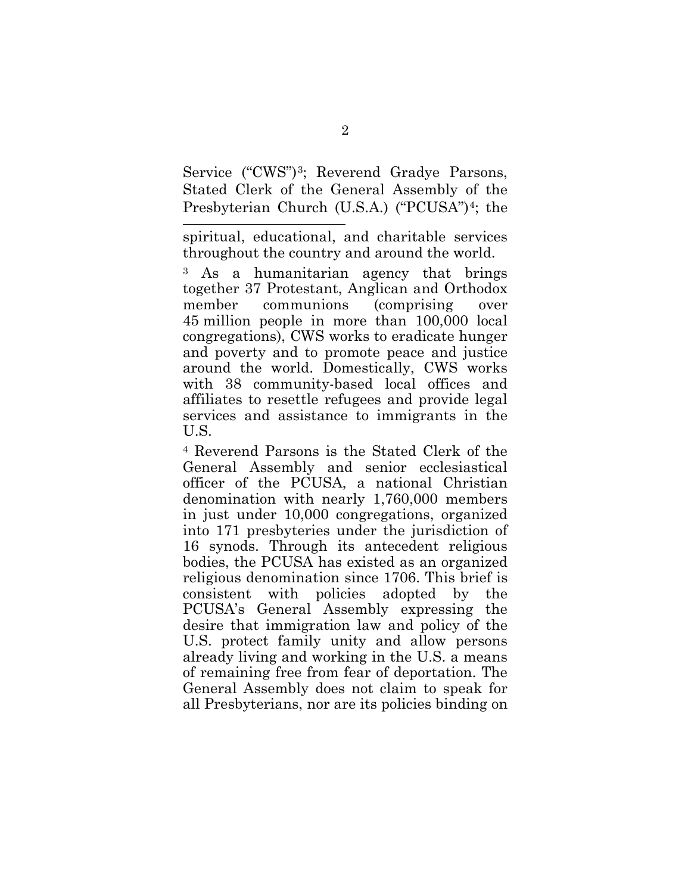Service ("CWS")[3]; Reverend Gradye Parsons, Stated Clerk of the General Assembly of the Presbyterian Church (U.S.A.) ("PCUSA")[4]; the

---

spiritual, educational, and charitable services throughout the country and around the world.

[3] As a humanitarian agency that brings together 37 Protestant, Anglican and Orthodox member communions (comprising over 45 million people in more than 100,000 local congregations), CWS works to eradicate hunger and poverty and to promote peace and justice around the world. Domestically, CWS works with 38 community-based local offices and affiliates to resettle refugees and provide legal services and assistance to immigrants in the U.S.

[4] Reverend Parsons is the Stated Clerk of the General Assembly and senior ecclesiastical officer of the PCUSA, a national Christian denomination with nearly 1,760,000 members in just under 10,000 congregations, organized into 171 presbyteries under the jurisdiction of 16 synods. Through its antecedent religious bodies, the PCUSA has existed as an organized religious denomination since 1706. This brief is consistent with policies adopted by the PCUSA's General Assembly expressing the desire that immigration law and policy of the U.S. protect family unity and allow persons already living and working in the U.S. a means of remaining free from fear of deportation. The General Assembly does not claim to speak for all Presbyterians, nor are its policies binding on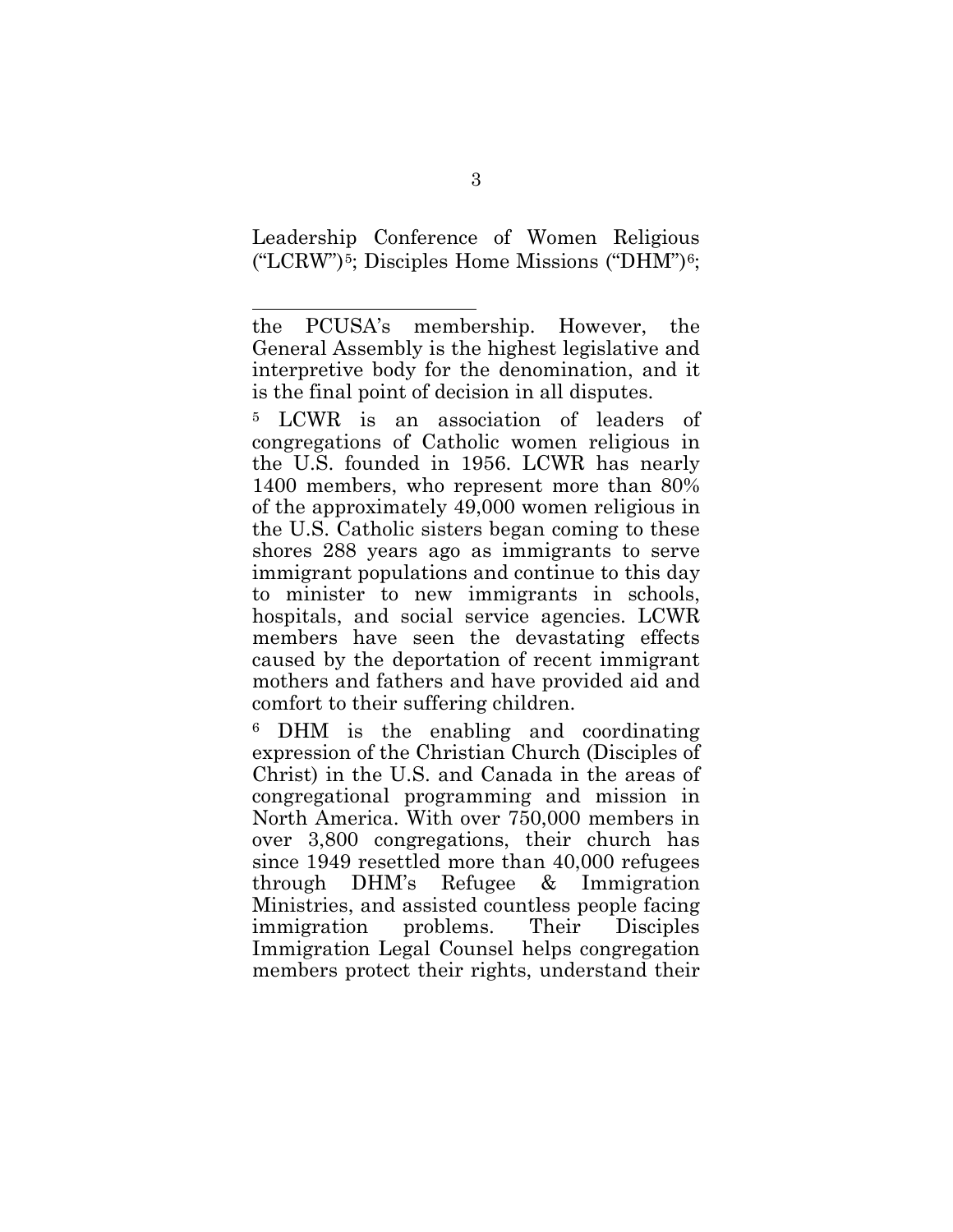Leadership Conference of Women Religious ("LCRW")[5]; Disciples Home Missions ("DHM")[6];

---

the PCUSA's membership. However, the General Assembly is the highest legislative and interpretive body for the denomination, and it is the final point of decision in all disputes.

[5] LCWR is an association of leaders of congregations of Catholic women religious in the U.S. founded in 1956. LCWR has nearly 1400 members, who represent more than 80% of the approximately 49,000 women religious in the U.S. Catholic sisters began coming to these shores 288 years ago as immigrants to serve immigrant populations and continue to this day to minister to new immigrants in schools, hospitals, and social service agencies. LCWR members have seen the devastating effects caused by the deportation of recent immigrant mothers and fathers and have provided aid and comfort to their suffering children.

[6] DHM is the enabling and coordinating expression of the Christian Church (Disciples of Christ) in the U.S. and Canada in the areas of congregational programming and mission in North America. With over 750,000 members in over 3,800 congregations, their church has since 1949 resettled more than 40,000 refugees through DHM's Refugee & Immigration Ministries, and assisted countless people facing immigration problems. Their Disciples Immigration Legal Counsel helps congregation members protect their rights, understand their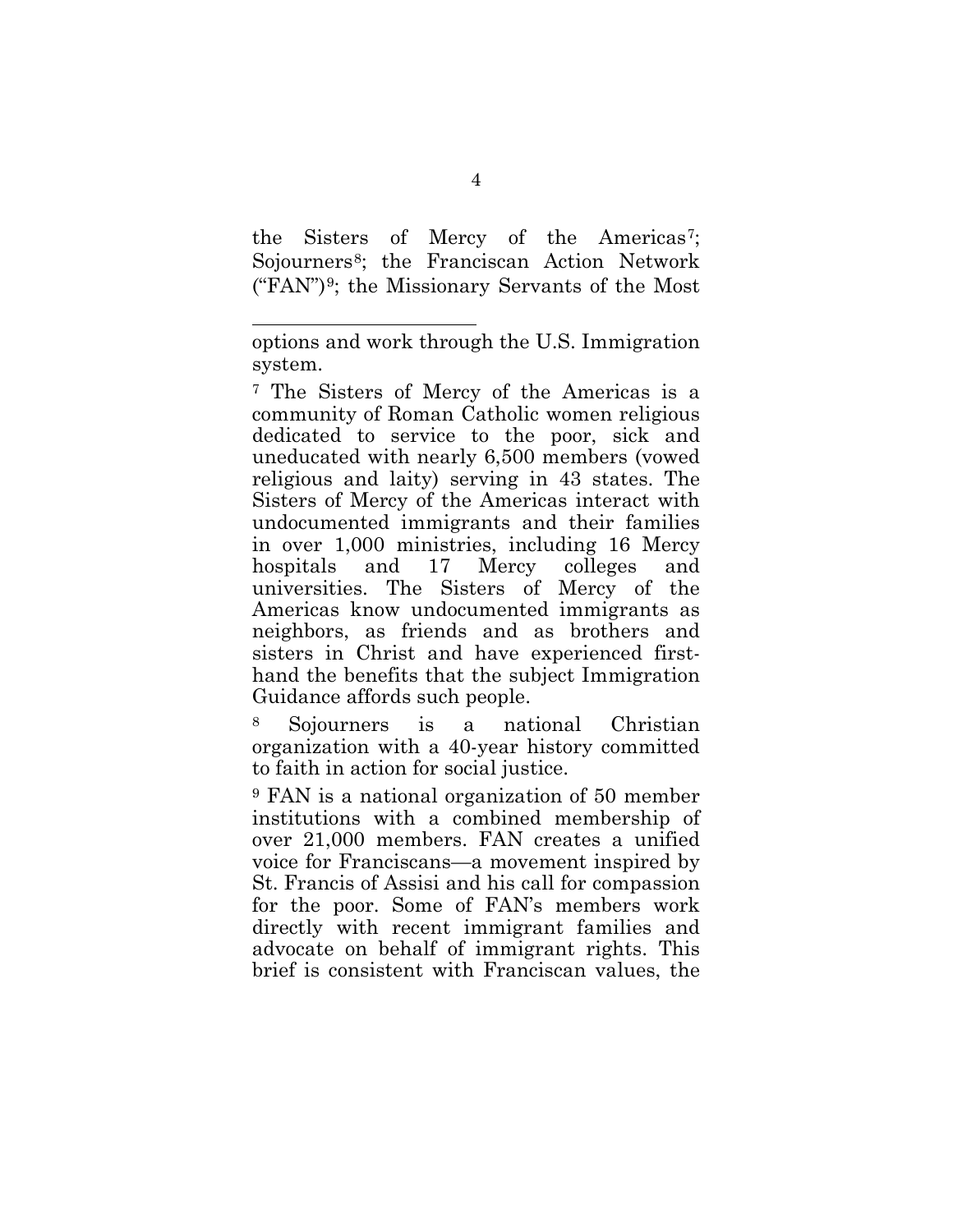the Sisters of Mercy of the Americas[7]; Sojourners[8]; the Franciscan Action Network ("FAN")[9]; the Missionary Servants of the Most

---

options and work through the U.S. Immigration system.

[7] The Sisters of Mercy of the Americas is a community of Roman Catholic women religious dedicated to service to the poor, sick and uneducated with nearly 6,500 members (vowed religious and laity) serving in 43 states. The Sisters of Mercy of the Americas interact with undocumented immigrants and their families in over 1,000 ministries, including 16 Mercy hospitals and 17 Mercy colleges and universities. The Sisters of Mercy of the Americas know undocumented immigrants as neighbors, as friends and as brothers and sisters in Christ and have experienced first-hand the benefits that the subject Immigration Guidance affords such people.

[8] Sojourners is a national Christian organization with a 40-year history committed to faith in action for social justice.

[9] FAN is a national organization of 50 member institutions with a combined membership of over 21,000 members. FAN creates a unified voice for Franciscans—a movement inspired by St. Francis of Assisi and his call for compassion for the poor. Some of FAN's members work directly with recent immigrant families and advocate on behalf of immigrant rights. This brief is consistent with Franciscan values, the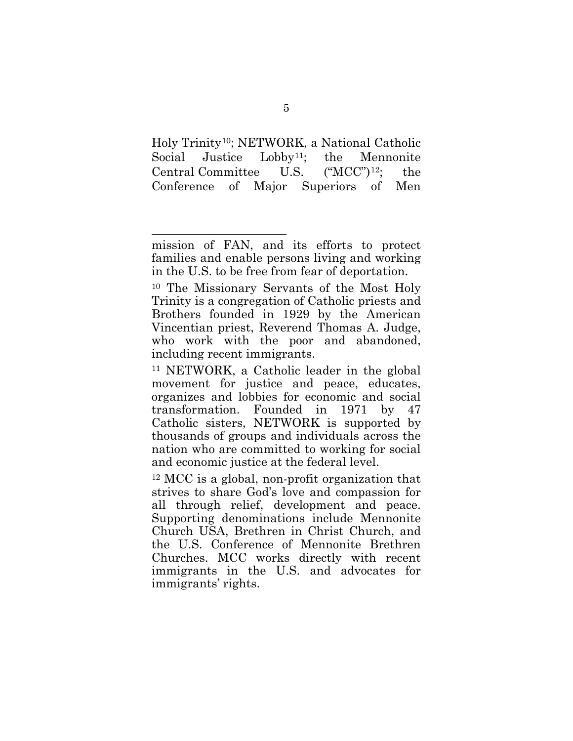Holy Trinity[10]; NETWORK, a National Catholic Social Justice Lobby[11]; the Mennonite Central Committee U.S. ("MCC")[12]; the Conference of Major Superiors of Men

---

mission of FAN, and its efforts to protect families and enable persons living and working in the U.S. to be free from fear of deportation.

[10] The Missionary Servants of the Most Holy Trinity is a congregation of Catholic priests and Brothers founded in 1929 by the American Vincentian priest, Reverend Thomas A. Judge, who work with the poor and abandoned, including recent immigrants.

[11] NETWORK, a Catholic leader in the global movement for justice and peace, educates, organizes and lobbies for economic and social transformation. Founded in 1971 by 47 Catholic sisters, NETWORK is supported by thousands of groups and individuals across the nation who are committed to working for social and economic justice at the federal level.

[12] MCC is a global, non-profit organization that strives to share God's love and compassion for all through relief, development and peace. Supporting denominations include Mennonite Church USA, Brethren in Christ Church, and the U.S. Conference of Mennonite Brethren Churches. MCC works directly with recent immigrants in the U.S. and advocates for immigrants' rights.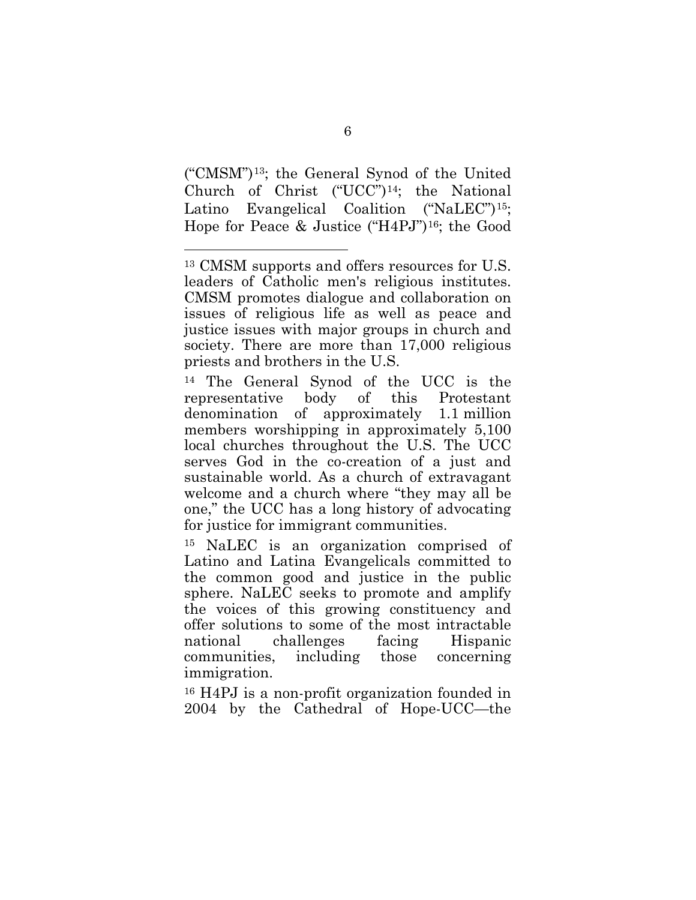("CMSM")[13]; the General Synod of the United Church of Christ ("UCC")[14]; the National Latino Evangelical Coalition ("NaLEC")[15]; Hope for Peace & Justice ("H4PJ")[16]; the Good

---

[13] CMSM supports and offers resources for U.S. leaders of Catholic men's religious institutes. CMSM promotes dialogue and collaboration on issues of religious life as well as peace and justice issues with major groups in church and society. There are more than 17,000 religious priests and brothers in the U.S.

[14] The General Synod of the UCC is the representative body of this Protestant denomination of approximately 1.1 million members worshipping in approximately 5,100 local churches throughout the U.S. The UCC serves God in the co-creation of a just and sustainable world. As a church of extravagant welcome and a church where "they may all be one," the UCC has a long history of advocating for justice for immigrant communities.

[15] NaLEC is an organization comprised of Latino and Latina Evangelicals committed to the common good and justice in the public sphere. NaLEC seeks to promote and amplify the voices of this growing constituency and offer solutions to some of the most intractable national challenges facing Hispanic communities, including those concerning immigration.

[16] H4PJ is a non-profit organization founded in 2004 by the Cathedral of Hope-UCC—the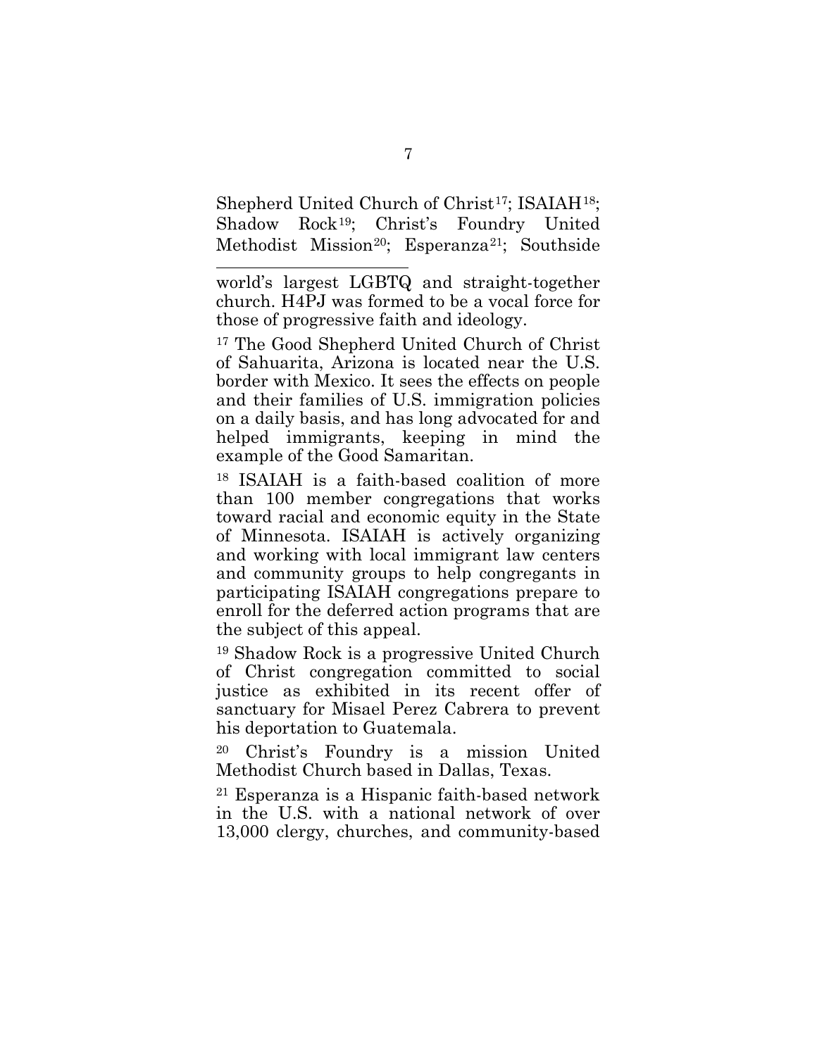Shepherd United Church of Christ[17]; ISAIAH[18]; Shadow Rock[19]; Christ's Foundry United Methodist Mission[20]; Esperanza[21]; Southside

---

world's largest LGBTQ and straight-together church. H4PJ was formed to be a vocal force for those of progressive faith and ideology.

[17] The Good Shepherd United Church of Christ of Sahuarita, Arizona is located near the U.S. border with Mexico. It sees the effects on people and their families of U.S. immigration policies on a daily basis, and has long advocated for and helped immigrants, keeping in mind the example of the Good Samaritan.

[18] ISAIAH is a faith-based coalition of more than 100 member congregations that works toward racial and economic equity in the State of Minnesota. ISAIAH is actively organizing and working with local immigrant law centers and community groups to help congregants in participating ISAIAH congregations prepare to enroll for the deferred action programs that are the subject of this appeal.

[19] Shadow Rock is a progressive United Church of Christ congregation committed to social justice as exhibited in its recent offer of sanctuary for Misael Perez Cabrera to prevent his deportation to Guatemala.

[20] Christ's Foundry is a mission United Methodist Church based in Dallas, Texas.

[21] Esperanza is a Hispanic faith-based network in the U.S. with a national network of over 13,000 clergy, churches, and community-based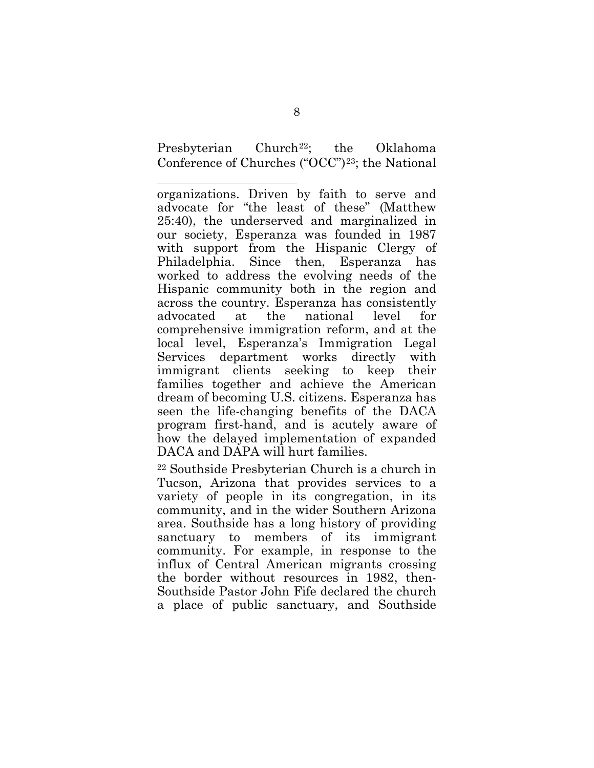Presbyterian Church[22]; the Oklahoma Conference of Churches ("OCC")[23]; the National

---

organizations. Driven by faith to serve and advocate for "the least of these" (Matthew 25:40), the underserved and marginalized in our society, Esperanza was founded in 1987 with support from the Hispanic Clergy of Philadelphia. Since then, Esperanza has worked to address the evolving needs of the Hispanic community both in the region and across the country. Esperanza has consistently advocated at the national level for comprehensive immigration reform, and at the local level, Esperanza's Immigration Legal Services department works directly with immigrant clients seeking to keep their families together and achieve the American dream of becoming U.S. citizens. Esperanza has seen the life-changing benefits of the DACA program first-hand, and is acutely aware of how the delayed implementation of expanded DACA and DAPA will hurt families.

[22] Southside Presbyterian Church is a church in Tucson, Arizona that provides services to a variety of people in its congregation, in its community, and in the wider Southern Arizona area. Southside has a long history of providing sanctuary to members of its immigrant community. For example, in response to the influx of Central American migrants crossing the border without resources in 1982, then-Southside Pastor John Fife declared the church a place of public sanctuary, and Southside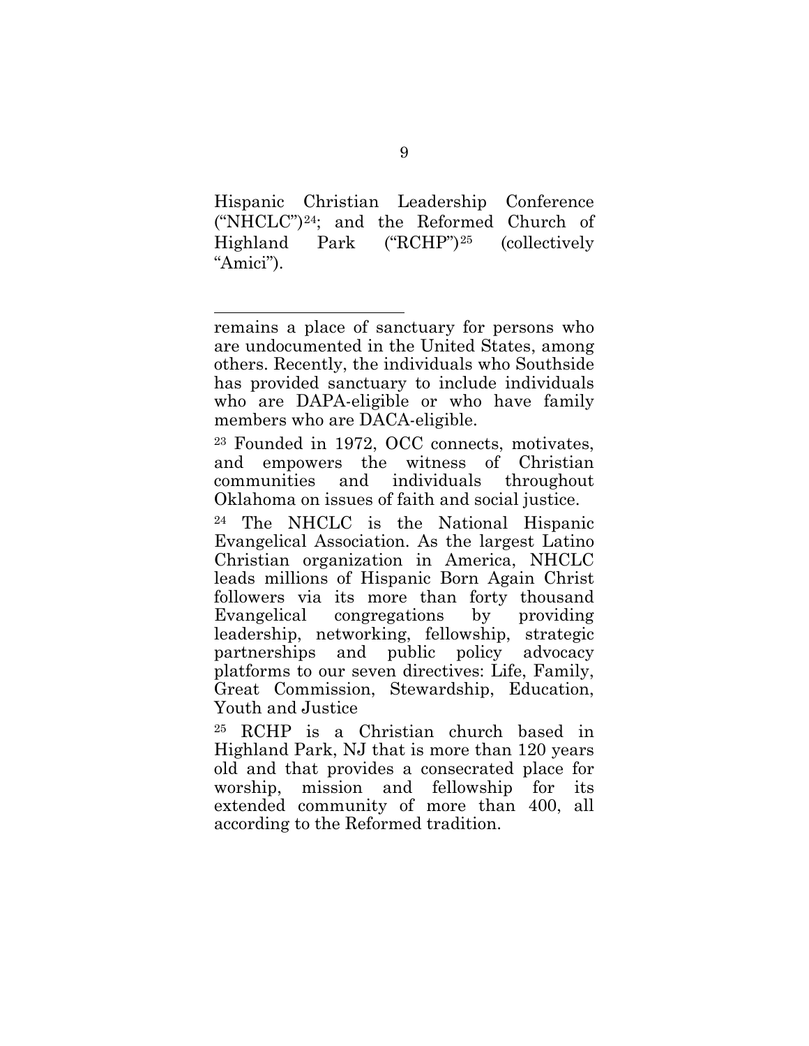Hispanic Christian Leadership Conference ("NHCLC")[24]; and the Reformed Church of Highland Park ("RCHP")[25] (collectively "Amici").

---

remains a place of sanctuary for persons who are undocumented in the United States, among others. Recently, the individuals who Southside has provided sanctuary to include individuals who are DAPA-eligible or who have family members who are DACA-eligible.

[23] Founded in 1972, OCC connects, motivates, and empowers the witness of Christian communities and individuals throughout Oklahoma on issues of faith and social justice.

[24] The NHCLC is the National Hispanic Evangelical Association. As the largest Latino Christian organization in America, NHCLC leads millions of Hispanic Born Again Christ followers via its more than forty thousand Evangelical congregations by providing leadership, networking, fellowship, strategic partnerships and public policy advocacy platforms to our seven directives: Life, Family, Great Commission, Stewardship, Education, Youth and Justice

[25] RCHP is a Christian church based in Highland Park, NJ that is more than 120 years old and that provides a consecrated place for worship, mission and fellowship for its extended community of more than 400, all according to the Reformed tradition.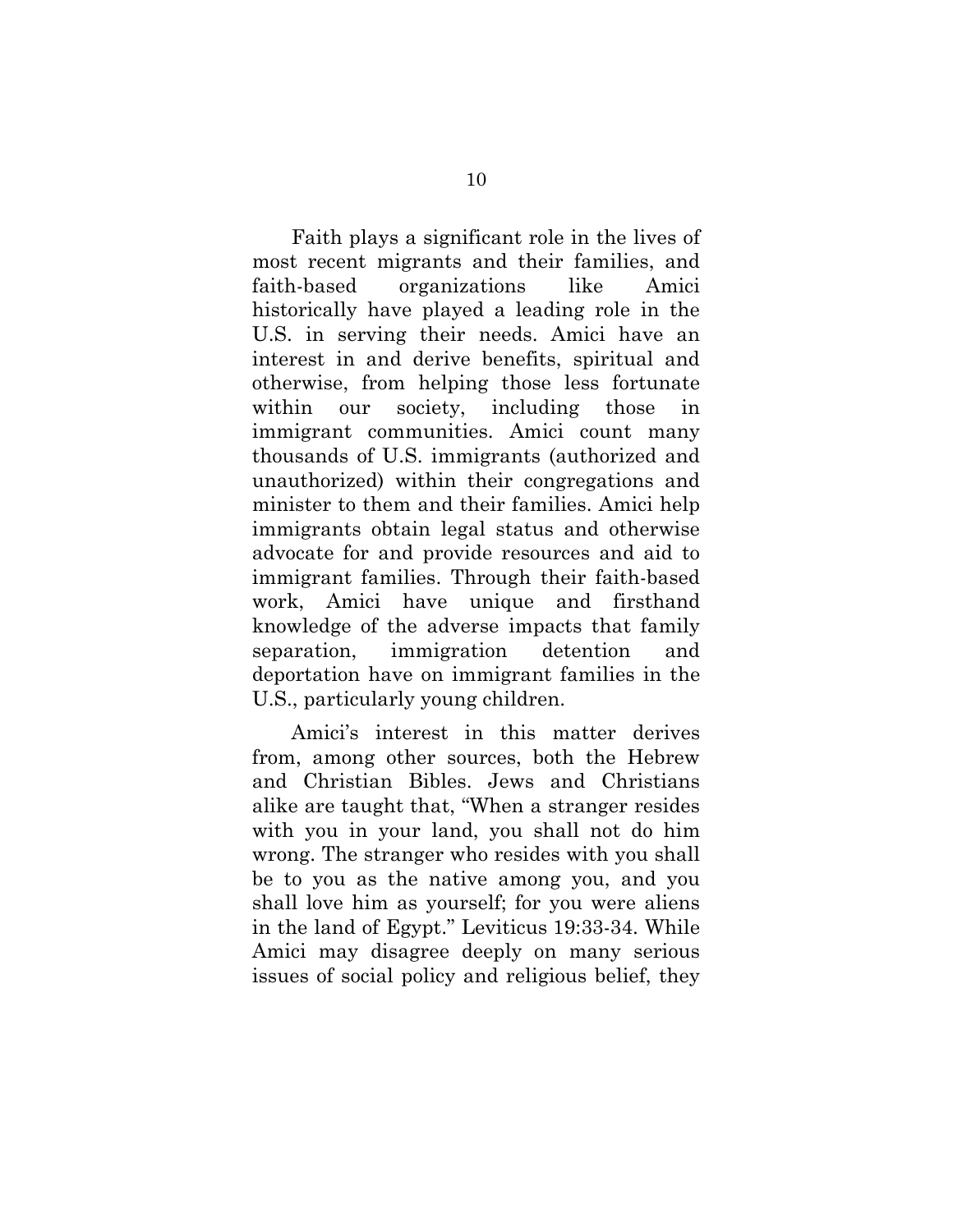Faith plays a significant role in the lives of most recent migrants and their families, and faith-based organizations like Amici historically have played a leading role in the U.S. in serving their needs. Amici have an interest in and derive benefits, spiritual and otherwise, from helping those less fortunate within our society, including those in immigrant communities. Amici count many thousands of U.S. immigrants (authorized and unauthorized) within their congregations and minister to them and their families. Amici help immigrants obtain legal status and otherwise advocate for and provide resources and aid to immigrant families. Through their faith-based work, Amici have unique and firsthand knowledge of the adverse impacts that family separation, immigration detention and deportation have on immigrant families in the U.S., particularly young children.

Amici's interest in this matter derives from, among other sources, both the Hebrew and Christian Bibles. Jews and Christians alike are taught that, "When a stranger resides with you in your land, you shall not do him wrong. The stranger who resides with you shall be to you as the native among you, and you shall love him as yourself; for you were aliens in the land of Egypt." Leviticus 19:33-34. While Amici may disagree deeply on many serious issues of social policy and religious belief, they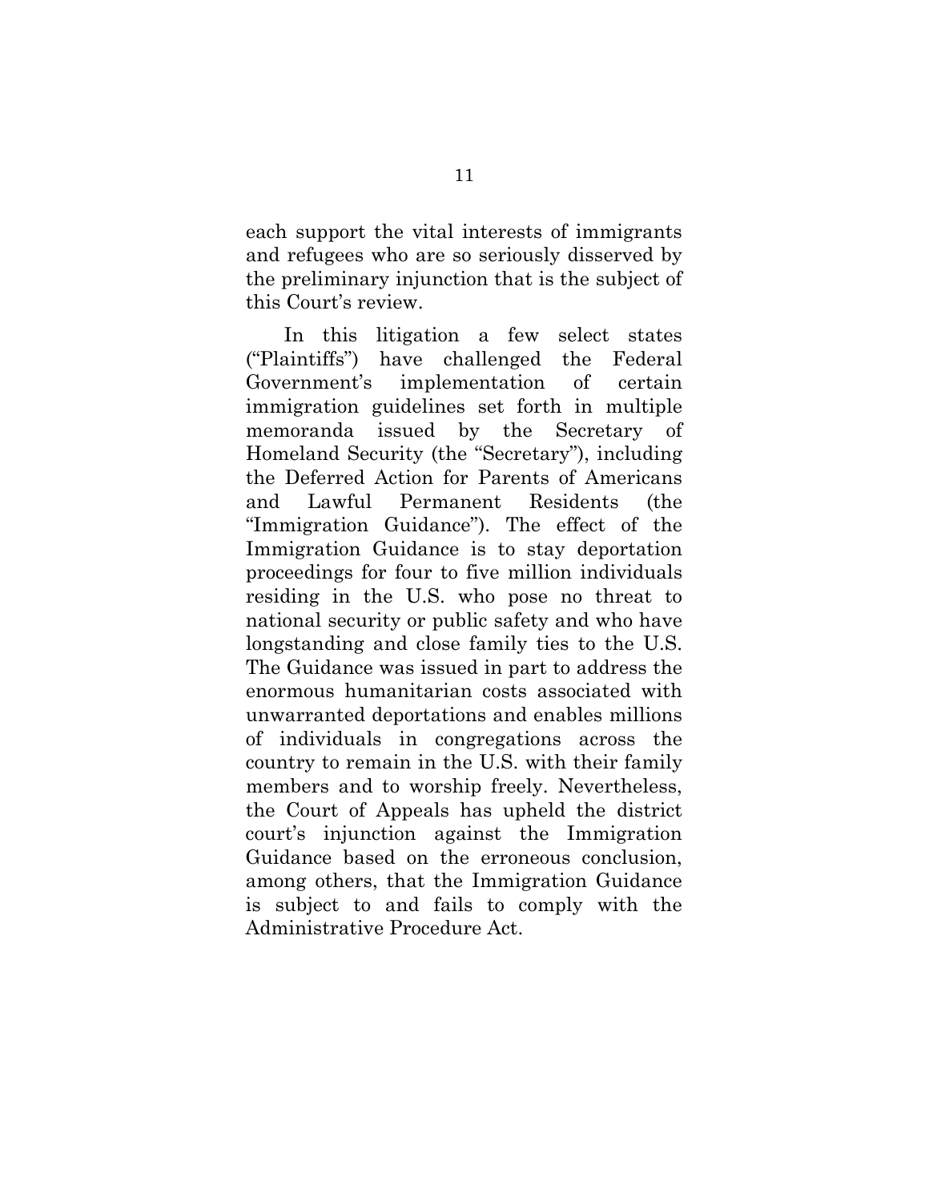each support the vital interests of immigrants and refugees who are so seriously disserved by the preliminary injunction that is the subject of this Court's review.

In this litigation a few select states ("Plaintiffs") have challenged the Federal Government's implementation of certain immigration guidelines set forth in multiple memoranda issued by the Secretary of Homeland Security (the "Secretary"), including the Deferred Action for Parents of Americans and Lawful Permanent Residents (the "Immigration Guidance"). The effect of the Immigration Guidance is to stay deportation proceedings for four to five million individuals residing in the U.S. who pose no threat to national security or public safety and who have longstanding and close family ties to the U.S. The Guidance was issued in part to address the enormous humanitarian costs associated with unwarranted deportations and enables millions of individuals in congregations across the country to remain in the U.S. with their family members and to worship freely. Nevertheless, the Court of Appeals has upheld the district court's injunction against the Immigration Guidance based on the erroneous conclusion, among others, that the Immigration Guidance is subject to and fails to comply with the Administrative Procedure Act.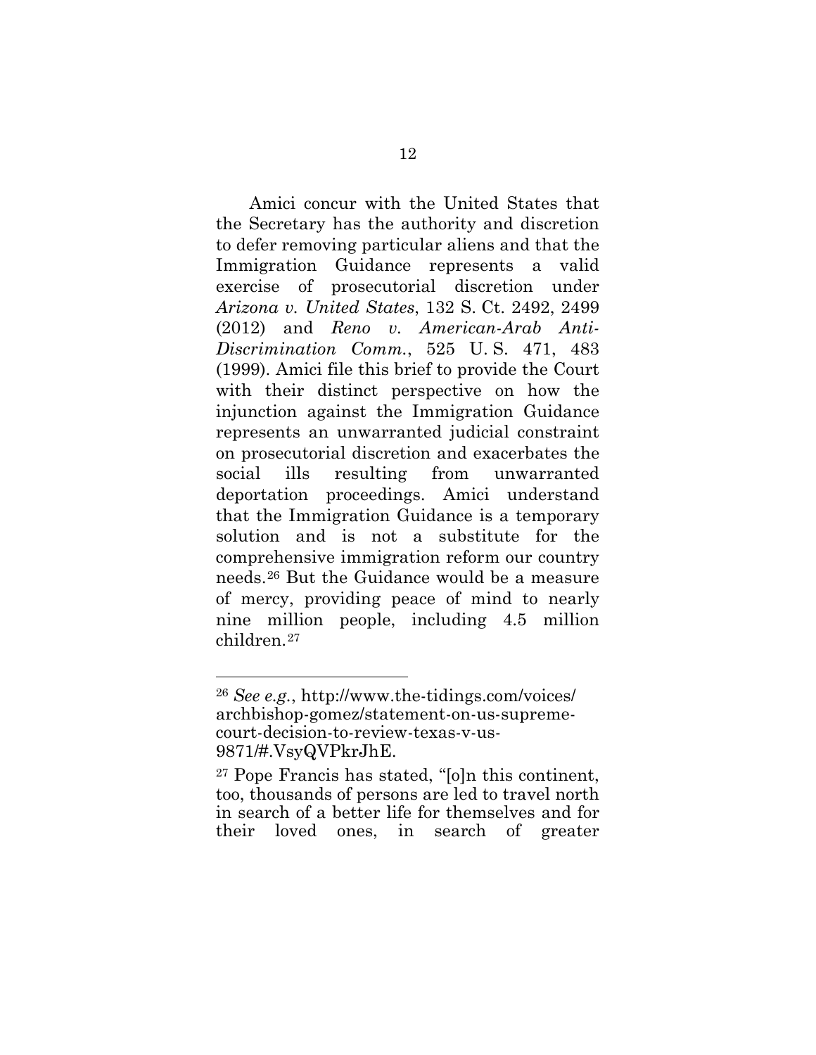Amici concur with the United States that the Secretary has the authority and discretion to defer removing particular aliens and that the Immigration Guidance represents a valid exercise of prosecutorial discretion under *Arizona v. United States*, 132 S. Ct. 2492, 2499 (2012) and *Reno v. American-Arab Anti-Discrimination Comm.*, 525 U. S. 471, 483 (1999). Amici file this brief to provide the Court with their distinct perspective on how the injunction against the Immigration Guidance represents an unwarranted judicial constraint on prosecutorial discretion and exacerbates the social ills resulting from unwarranted deportation proceedings. Amici understand that the Immigration Guidance is a temporary solution and is not a substitute for the comprehensive immigration reform our country needs.[26] But the Guidance would be a measure of mercy, providing peace of mind to nearly nine million people, including 4.5 million children.[27]

---

[26] *See e.g.*, http://www.the-tidings.com/voices/archbishop-gomez/statement-on-us-supreme-court-decision-to-review-texas-v-us-9871/#.VsyQVPkrJhE.

[27] Pope Francis has stated, "[o]n this continent, too, thousands of persons are led to travel north in search of a better life for themselves and for their loved ones, in search of greater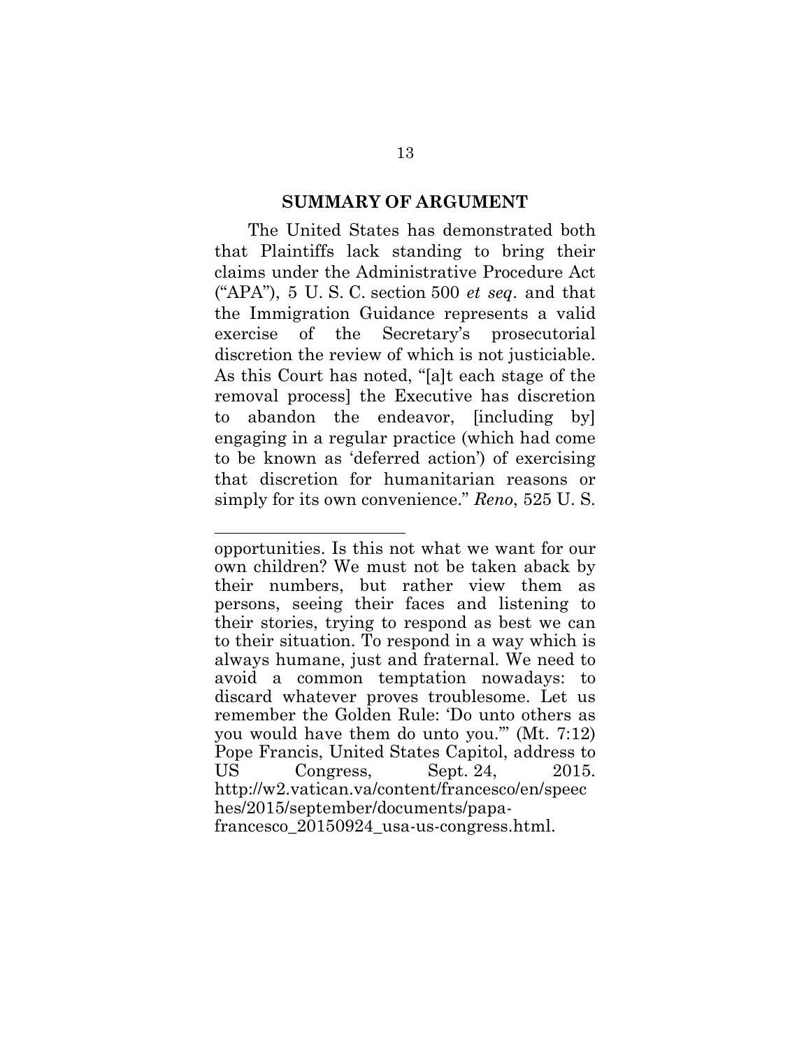## SUMMARY OF ARGUMENT

The United States has demonstrated both that Plaintiffs lack standing to bring their claims under the Administrative Procedure Act ("APA"), 5 U. S. C. section 500 *et seq*. and that the Immigration Guidance represents a valid exercise of the Secretary's prosecutorial discretion the review of which is not justiciable. As this Court has noted, "[a]t each stage of the removal process] the Executive has discretion to abandon the endeavor, [including by] engaging in a regular practice (which had come to be known as 'deferred action') of exercising that discretion for humanitarian reasons or simply for its own convenience." *Reno*, 525 U. S.

---

opportunities. Is this not what we want for our own children? We must not be taken aback by their numbers, but rather view them as persons, seeing their faces and listening to their stories, trying to respond as best we can to their situation. To respond in a way which is always humane, just and fraternal. We need to avoid a common temptation nowadays: to discard whatever proves troublesome. Let us remember the Golden Rule: 'Do unto others as you would have them do unto you.'" (Mt. 7:12) Pope Francis, United States Capitol, address to US Congress, Sept. 24, 2015. http://w2.vatican.va/content/francesco/en/speeches/2015/september/documents/papa-francesco_20150924_usa-us-congress.html.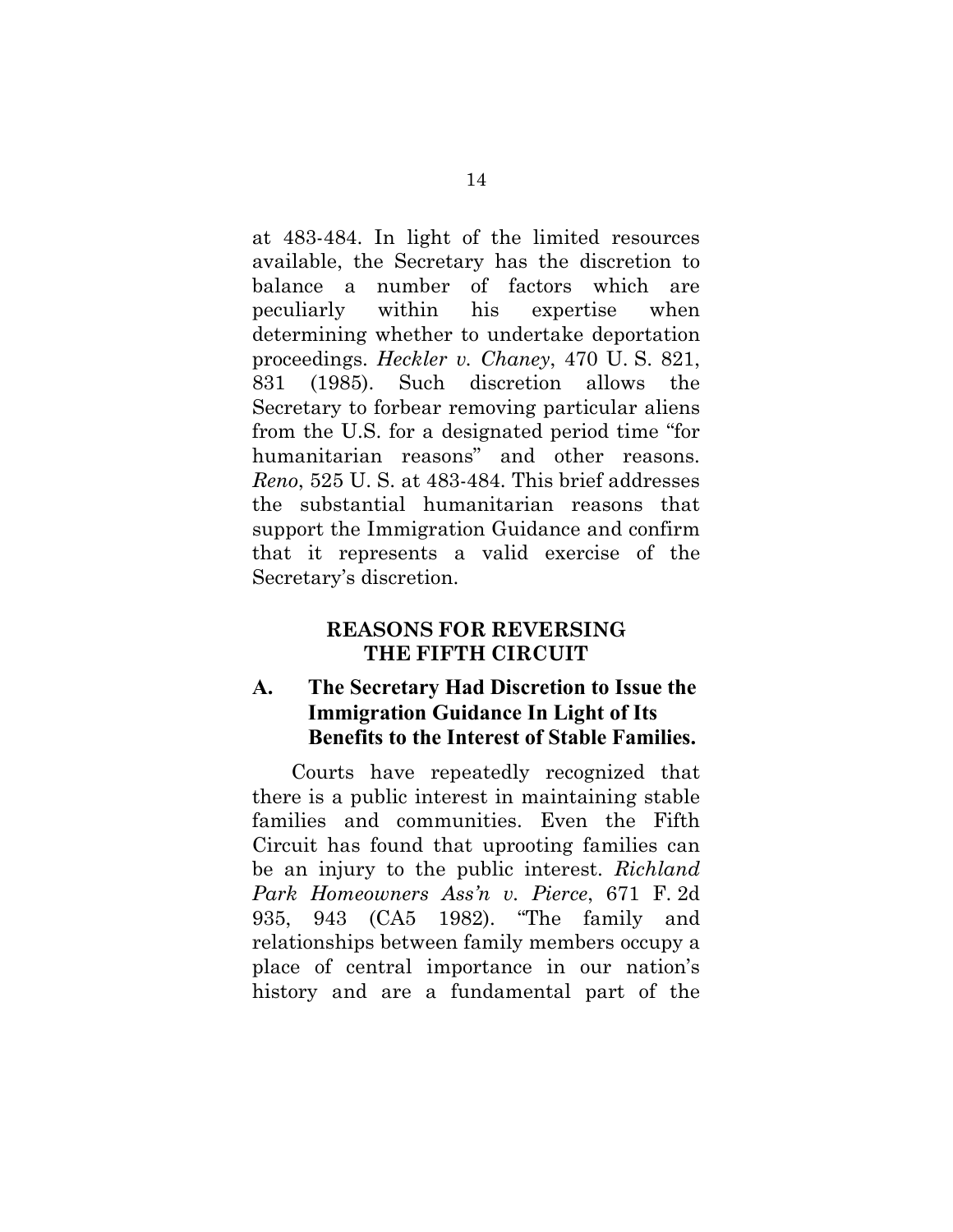at 483-484. In light of the limited resources available, the Secretary has the discretion to balance a number of factors which are peculiarly within his expertise when determining whether to undertake deportation proceedings. *Heckler v. Chaney*, 470 U. S. 821, 831 (1985). Such discretion allows the Secretary to forbear removing particular aliens from the U.S. for a designated period time "for humanitarian reasons" and other reasons. *Reno*, 525 U. S. at 483-484. This brief addresses the substantial humanitarian reasons that support the Immigration Guidance and confirm that it represents a valid exercise of the Secretary's discretion.

## REASONS FOR REVERSING THE FIFTH CIRCUIT

### A. The Secretary Had Discretion to Issue the Immigration Guidance In Light of Its Benefits to the Interest of Stable Families.

Courts have repeatedly recognized that there is a public interest in maintaining stable families and communities. Even the Fifth Circuit has found that uprooting families can be an injury to the public interest. *Richland Park Homeowners Ass'n v. Pierce*, 671 F. 2d 935, 943 (CA5 1982). "The family and relationships between family members occupy a place of central importance in our nation's history and are a fundamental part of the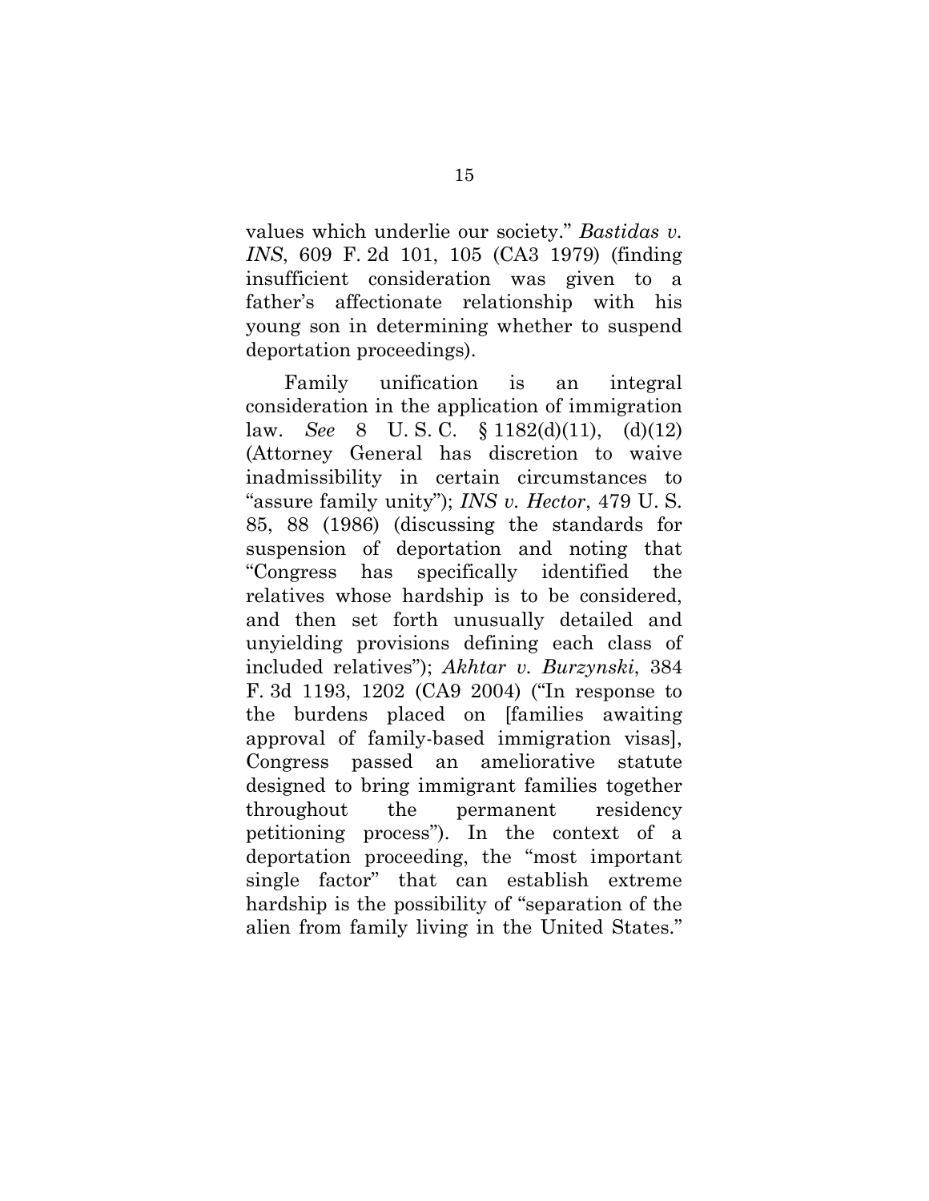values which underlie our society." *Bastidas v. INS*, 609 F. 2d 101, 105 (CA3 1979) (finding insufficient consideration was given to a father's affectionate relationship with his young son in determining whether to suspend deportation proceedings).

Family unification is an integral consideration in the application of immigration law. *See* 8 U. S. C. § 1182(d)(11), (d)(12) (Attorney General has discretion to waive inadmissibility in certain circumstances to "assure family unity"); *INS v. Hector*, 479 U. S. 85, 88 (1986) (discussing the standards for suspension of deportation and noting that "Congress has specifically identified the relatives whose hardship is to be considered, and then set forth unusually detailed and unyielding provisions defining each class of included relatives"); *Akhtar v. Burzynski*, 384 F. 3d 1193, 1202 (CA9 2004) ("In response to the burdens placed on [families awaiting approval of family-based immigration visas], Congress passed an ameliorative statute designed to bring immigrant families together throughout the permanent residency petitioning process"). In the context of a deportation proceeding, the "most important single factor" that can establish extreme hardship is the possibility of "separation of the alien from family living in the United States."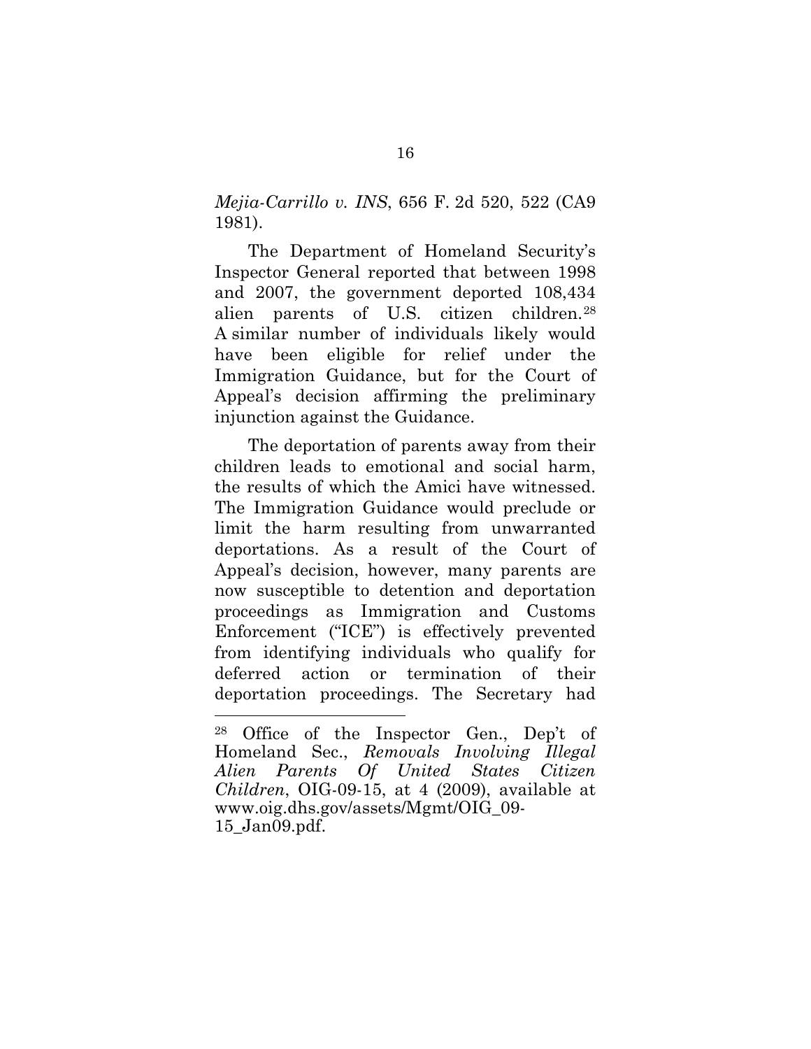*Mejia-Carrillo v. INS*, 656 F. 2d 520, 522 (CA9 1981).

The Department of Homeland Security's Inspector General reported that between 1998 and 2007, the government deported 108,434 alien parents of U.S. citizen children.[28] A similar number of individuals likely would have been eligible for relief under the Immigration Guidance, but for the Court of Appeal's decision affirming the preliminary injunction against the Guidance.

The deportation of parents away from their children leads to emotional and social harm, the results of which the Amici have witnessed. The Immigration Guidance would preclude or limit the harm resulting from unwarranted deportations. As a result of the Court of Appeal's decision, however, many parents are now susceptible to detention and deportation proceedings as Immigration and Customs Enforcement ("ICE") is effectively prevented from identifying individuals who qualify for deferred action or termination of their deportation proceedings. The Secretary had

---

[28] Office of the Inspector Gen., Dep't of Homeland Sec., *Removals Involving Illegal Alien Parents Of United States Citizen Children*, OIG-09-15, at 4 (2009), available at www.oig.dhs.gov/assets/Mgmt/OIG_09-15_Jan09.pdf.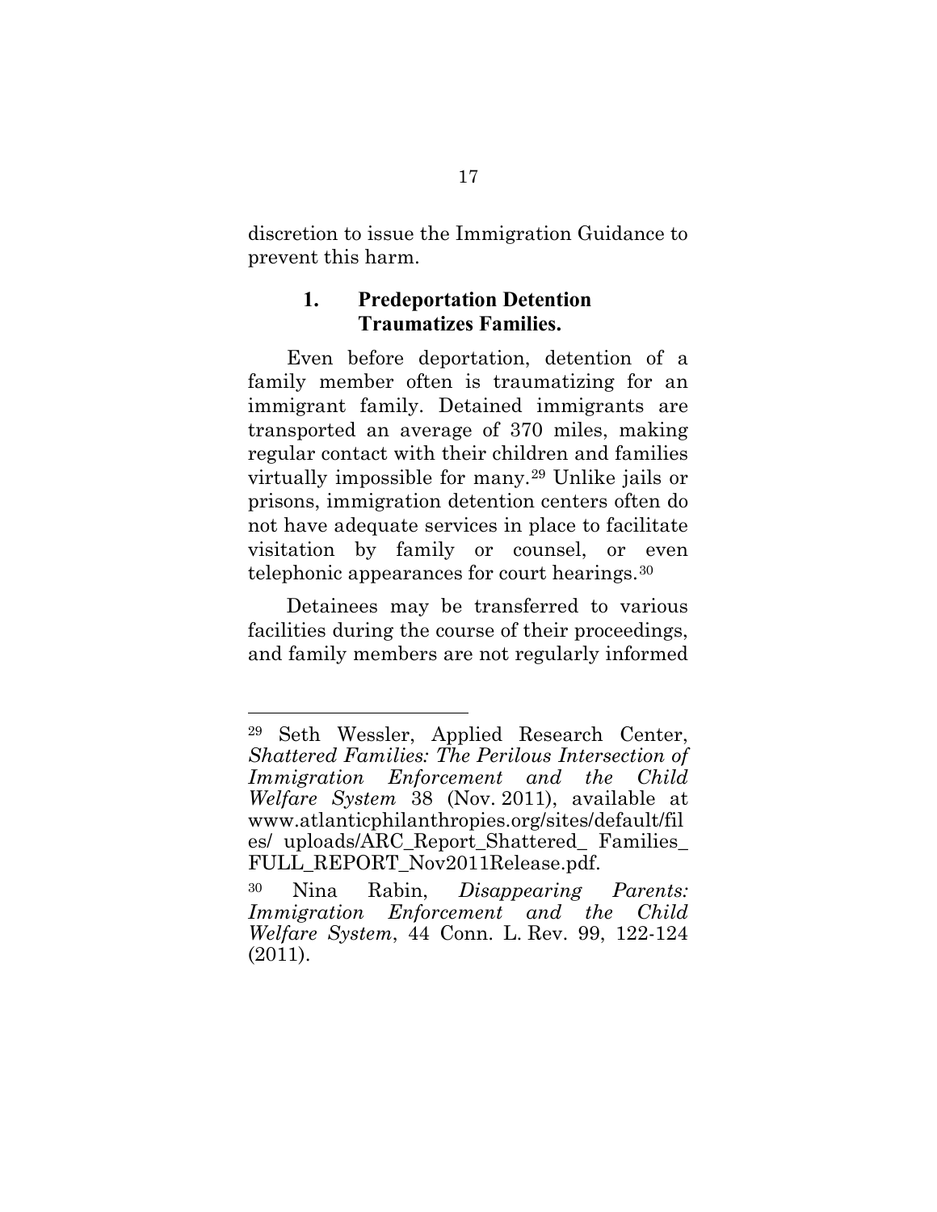discretion to issue the Immigration Guidance to prevent this harm.

### 1. Predeportation Detention Traumatizes Families.

Even before deportation, detention of a family member often is traumatizing for an immigrant family. Detained immigrants are transported an average of 370 miles, making regular contact with their children and families virtually impossible for many.[29] Unlike jails or prisons, immigration detention centers often do not have adequate services in place to facilitate visitation by family or counsel, or even telephonic appearances for court hearings.[30]

Detainees may be transferred to various facilities during the course of their proceedings, and family members are not regularly informed

---

[29] Seth Wessler, Applied Research Center, *Shattered Families: The Perilous Intersection of Immigration Enforcement and the Child Welfare System* 38 (Nov. 2011), available at www.atlanticphilanthropies.org/sites/default/files/ uploads/ARC_Report_Shattered_ Families_ FULL_REPORT_Nov2011Release.pdf.

[30] Nina Rabin, *Disappearing Parents: Immigration Enforcement and the Child Welfare System*, 44 Conn. L. Rev. 99, 122-124 (2011).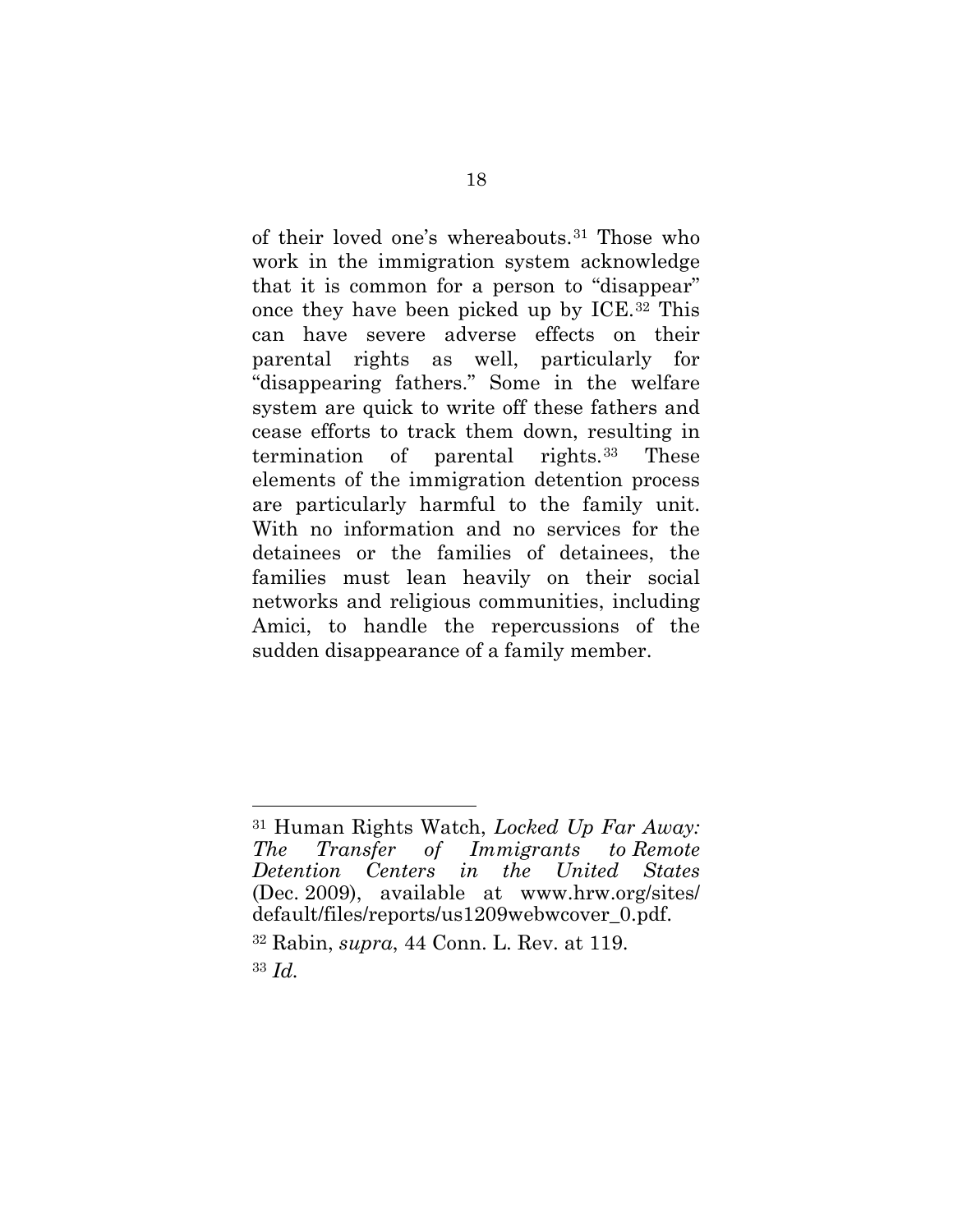of their loved one's whereabouts.[31] Those who work in the immigration system acknowledge that it is common for a person to "disappear" once they have been picked up by ICE.[32] This can have severe adverse effects on their parental rights as well, particularly for "disappearing fathers." Some in the welfare system are quick to write off these fathers and cease efforts to track them down, resulting in termination of parental rights.[33] These elements of the immigration detention process are particularly harmful to the family unit. With no information and no services for the detainees or the families of detainees, the families must lean heavily on their social networks and religious communities, including Amici, to handle the repercussions of the sudden disappearance of a family member.

---

[31] Human Rights Watch, *Locked Up Far Away: The Transfer of Immigrants to Remote Detention Centers in the United States* (Dec. 2009), available at www.hrw.org/sites/default/files/reports/us1209webwcover_0.pdf.

[32] Rabin, *supra*, 44 Conn. L. Rev. at 119.

[33] *Id.*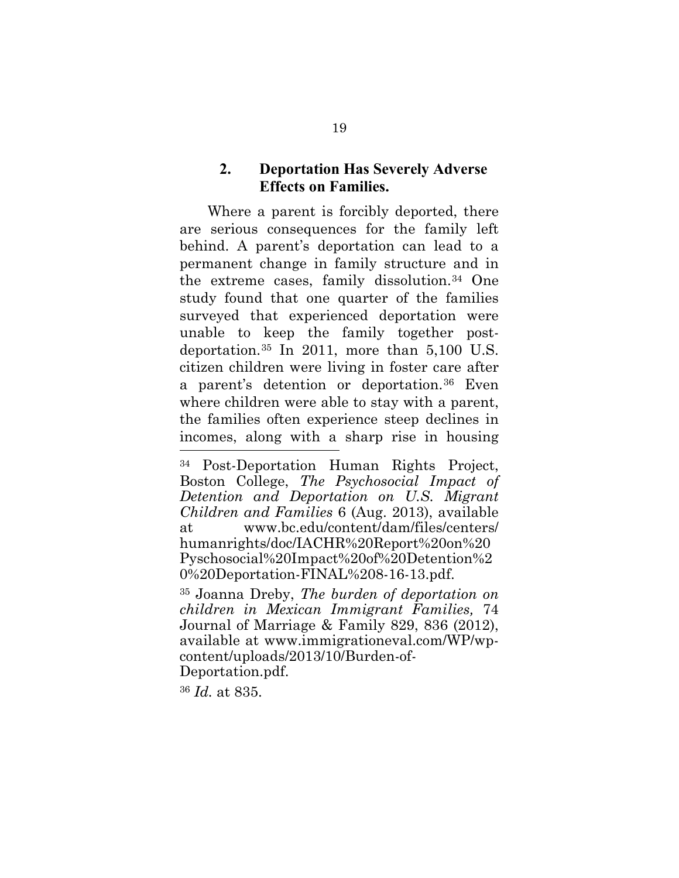### 2. **Deportation Has Severely Adverse Effects on Families.**

Where a parent is forcibly deported, there are serious consequences for the family left behind. A parent's deportation can lead to a permanent change in family structure and in the extreme cases, family dissolution.[34] One study found that one quarter of the families surveyed that experienced deportation were unable to keep the family together post-deportation.[35] In 2011, more than 5,100 U.S. citizen children were living in foster care after a parent's detention or deportation.[36] Even where children were able to stay with a parent, the families often experience steep declines in incomes, along with a sharp rise in housing

---

[34] Post-Deportation Human Rights Project, Boston College, *The Psychosocial Impact of Detention and Deportation on U.S. Migrant Children and Families* 6 (Aug. 2013), available at www.bc.edu/content/dam/files/centers/humanrights/doc/IACHR%20Report%20on%20Pyschosocial%20Impact%20of%20Detention%20%20Deportation-FINAL%208-16-13.pdf.

[35] Joanna Dreby, *The burden of deportation on children in Mexican Immigrant Families,* 74 Journal of Marriage & Family 829, 836 (2012), available at www.immigrationeval.com/WP/wp-content/uploads/2013/10/Burden-of-Deportation.pdf.

[36] *Id.* at 835.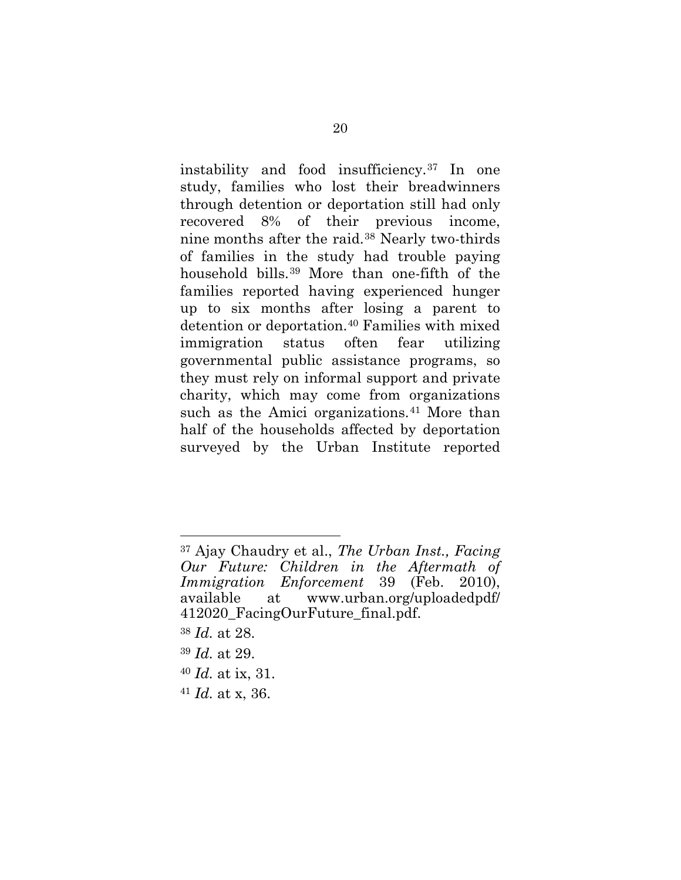instability and food insufficiency.[37] In one study, families who lost their breadwinners through detention or deportation still had only recovered 8% of their previous income, nine months after the raid.[38] Nearly two-thirds of families in the study had trouble paying household bills.[39] More than one-fifth of the families reported having experienced hunger up to six months after losing a parent to detention or deportation.[40] Families with mixed immigration status often fear utilizing governmental public assistance programs, so they must rely on informal support and private charity, which may come from organizations such as the Amici organizations.[41] More than half of the households affected by deportation surveyed by the Urban Institute reported

---

[37] Ajay Chaudry et al., *The Urban Inst., Facing Our Future: Children in the Aftermath of Immigration Enforcement* 39 (Feb. 2010), available at www.urban.org/uploadedpdf/412020_FacingOurFuture_final.pdf.

[38] *Id.* at 28.

[39] *Id.* at 29.

[40] *Id.* at ix, 31.

[41] *Id.* at x, 36.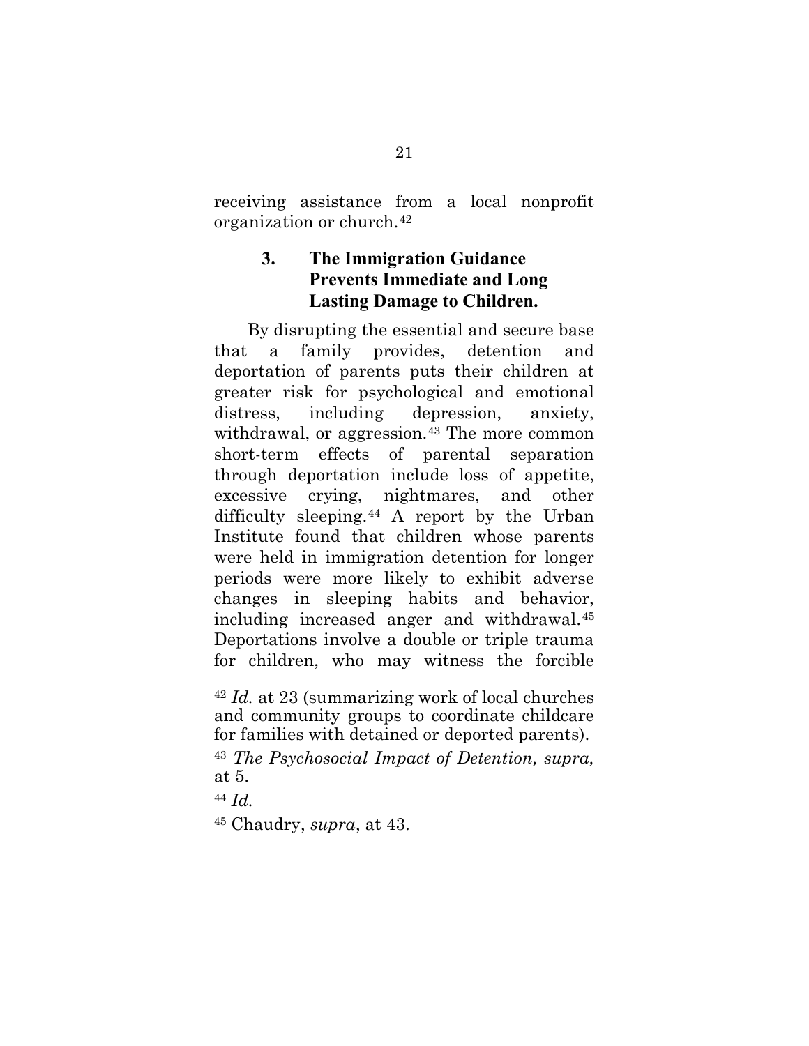receiving assistance from a local nonprofit organization or church.[42]

### 3. The Immigration Guidance Prevents Immediate and Long Lasting Damage to Children.

By disrupting the essential and secure base that a family provides, detention and deportation of parents puts their children at greater risk for psychological and emotional distress, including depression, anxiety, withdrawal, or aggression.[43] The more common short-term effects of parental separation through deportation include loss of appetite, excessive crying, nightmares, and other difficulty sleeping.[44] A report by the Urban Institute found that children whose parents were held in immigration detention for longer periods were more likely to exhibit adverse changes in sleeping habits and behavior, including increased anger and withdrawal.[45] Deportations involve a double or triple trauma for children, who may witness the forcible

---

[42] *Id.* at 23 (summarizing work of local churches and community groups to coordinate childcare for families with detained or deported parents).

[43] *The Psychosocial Impact of Detention, supra,* at 5.

[44] *Id.*

[45] Chaudry, *supra*, at 43.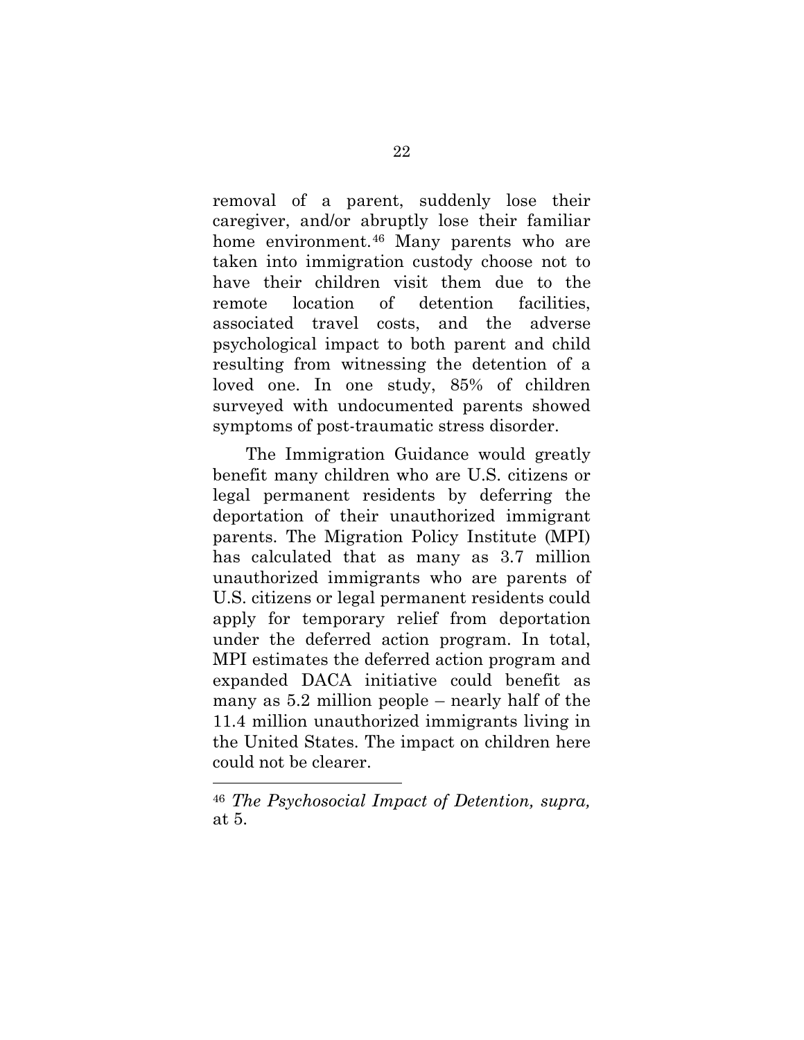removal of a parent, suddenly lose their caregiver, and/or abruptly lose their familiar home environment.[46] Many parents who are taken into immigration custody choose not to have their children visit them due to the remote location of detention facilities, associated travel costs, and the adverse psychological impact to both parent and child resulting from witnessing the detention of a loved one. In one study, 85% of children surveyed with undocumented parents showed symptoms of post-traumatic stress disorder.

The Immigration Guidance would greatly benefit many children who are U.S. citizens or legal permanent residents by deferring the deportation of their unauthorized immigrant parents. The Migration Policy Institute (MPI) has calculated that as many as 3.7 million unauthorized immigrants who are parents of U.S. citizens or legal permanent residents could apply for temporary relief from deportation under the deferred action program. In total, MPI estimates the deferred action program and expanded DACA initiative could benefit as many as 5.2 million people – nearly half of the 11.4 million unauthorized immigrants living in the United States. The impact on children here could not be clearer.

---

[46] *The Psychosocial Impact of Detention, supra,* at 5.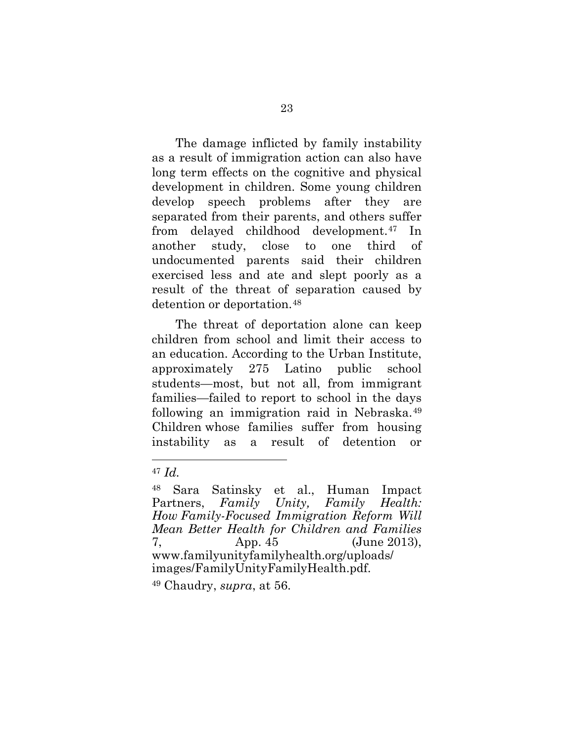The damage inflicted by family instability as a result of immigration action can also have long term effects on the cognitive and physical development in children. Some young children develop speech problems after they are separated from their parents, and others suffer from delayed childhood development.[47] In another study, close to one third of undocumented parents said their children exercised less and ate and slept poorly as a result of the threat of separation caused by detention or deportation.[48]

The threat of deportation alone can keep children from school and limit their access to an education. According to the Urban Institute, approximately 275 Latino public school students—most, but not all, from immigrant families—failed to report to school in the days following an immigration raid in Nebraska.[49] Children whose families suffer from housing instability as a result of detention or

---

[47] *Id.*

[48] Sara Satinsky et al., Human Impact Partners, *Family Unity, Family Health: How Family-Focused Immigration Reform Will Mean Better Health for Children and Families* 7, App. 45 (June 2013), www.familyunityfamilyhealth.org/uploads/images/FamilyUnityFamilyHealth.pdf.

[49] Chaudry, *supra*, at 56.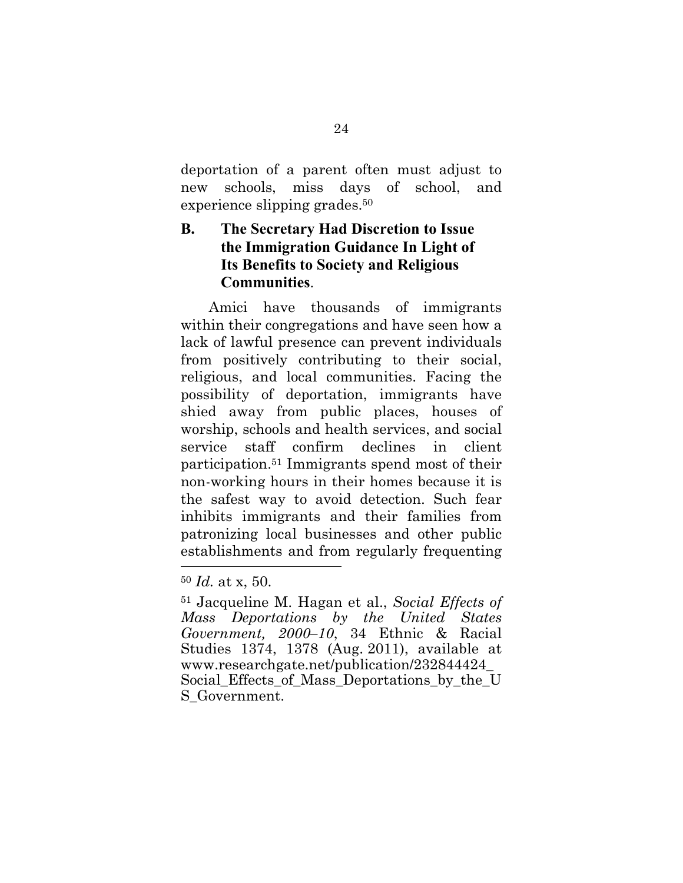deportation of a parent often must adjust to new schools, miss days of school, and experience slipping grades.[50]

## B. The Secretary Had Discretion to Issue the Immigration Guidance In Light of Its Benefits to Society and Religious Communities.

Amici have thousands of immigrants within their congregations and have seen how a lack of lawful presence can prevent individuals from positively contributing to their social, religious, and local communities. Facing the possibility of deportation, immigrants have shied away from public places, houses of worship, schools and health services, and social service staff confirm declines in client participation.[51] Immigrants spend most of their non-working hours in their homes because it is the safest way to avoid detection. Such fear inhibits immigrants and their families from patronizing local businesses and other public establishments and from regularly frequenting

---

[50] *Id.* at x, 50.

[51] Jacqueline M. Hagan et al., *Social Effects of Mass Deportations by the United States Government, 2000–10*, 34 Ethnic & Racial Studies 1374, 1378 (Aug. 2011), available at www.researchgate.net/publication/232844424_Social_Effects_of_Mass_Deportations_by_the_US_Government.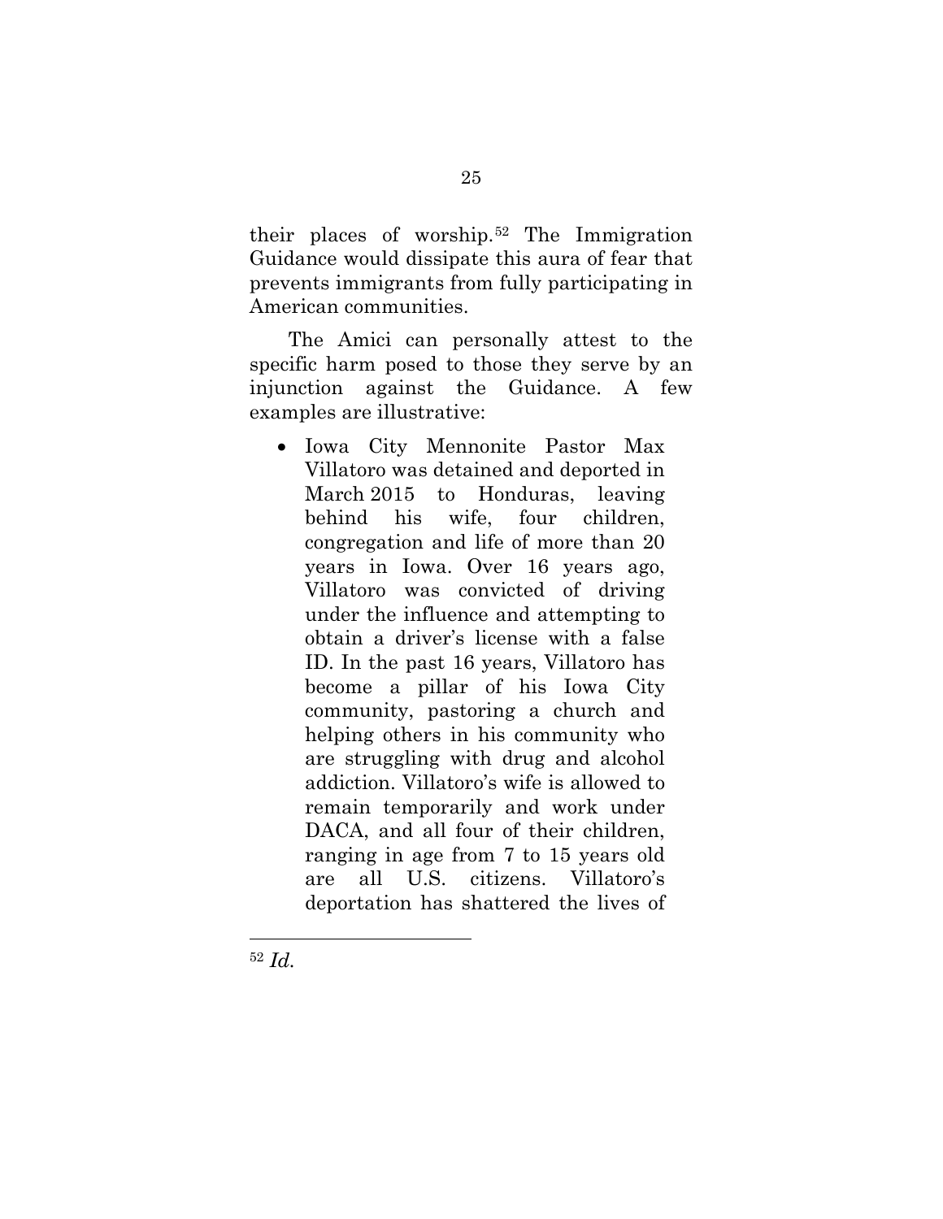their places of worship.[52] The Immigration Guidance would dissipate this aura of fear that prevents immigrants from fully participating in American communities.

The Amici can personally attest to the specific harm posed to those they serve by an injunction against the Guidance. A few examples are illustrative:

- Iowa City Mennonite Pastor Max Villatoro was detained and deported in March 2015 to Honduras, leaving behind his wife, four children, congregation and life of more than 20 years in Iowa. Over 16 years ago, Villatoro was convicted of driving under the influence and attempting to obtain a driver's license with a false ID. In the past 16 years, Villatoro has become a pillar of his Iowa City community, pastoring a church and helping others in his community who are struggling with drug and alcohol addiction. Villatoro's wife is allowed to remain temporarily and work under DACA, and all four of their children, ranging in age from 7 to 15 years old are all U.S. citizens. Villatoro's deportation has shattered the lives of

---

[52] *Id.*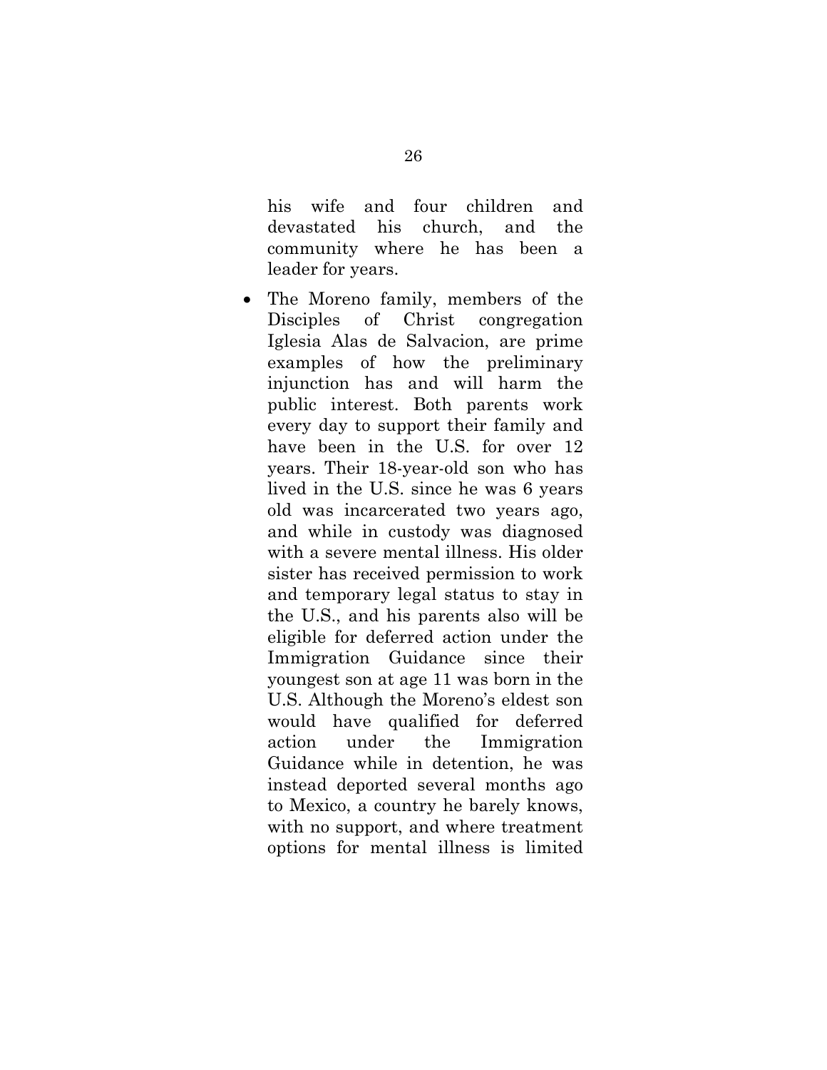his wife and four children and devastated his church, and the community where he has been a leader for years.

- The Moreno family, members of the Disciples of Christ congregation Iglesia Alas de Salvacion, are prime examples of how the preliminary injunction has and will harm the public interest. Both parents work every day to support their family and have been in the U.S. for over 12 years. Their 18-year-old son who has lived in the U.S. since he was 6 years old was incarcerated two years ago, and while in custody was diagnosed with a severe mental illness. His older sister has received permission to work and temporary legal status to stay in the U.S., and his parents also will be eligible for deferred action under the Immigration Guidance since their youngest son at age 11 was born in the U.S. Although the Moreno's eldest son would have qualified for deferred action under the Immigration Guidance while in detention, he was instead deported several months ago to Mexico, a country he barely knows, with no support, and where treatment options for mental illness is limited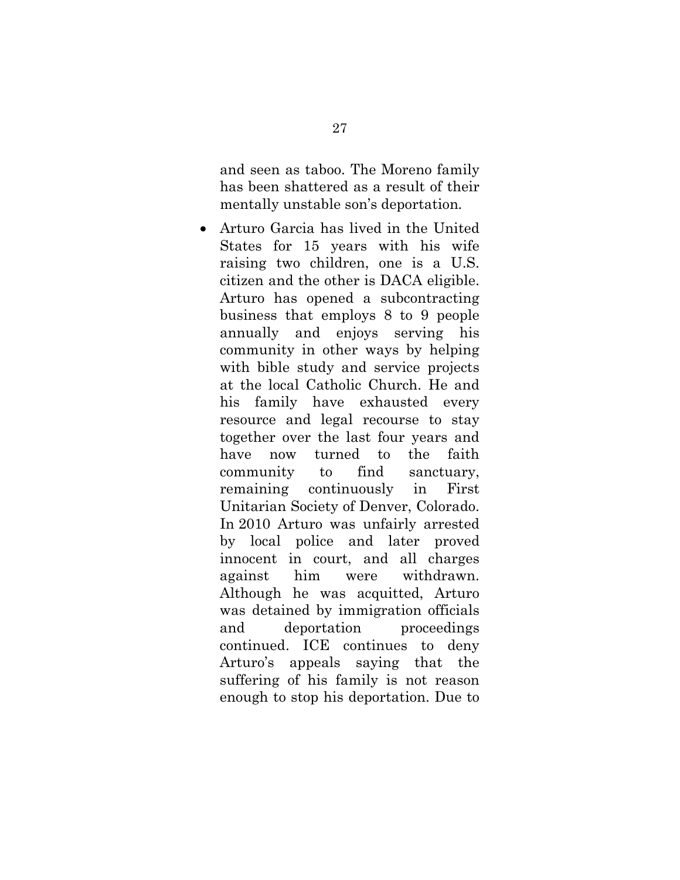and seen as taboo. The Moreno family has been shattered as a result of their mentally unstable son's deportation.

- Arturo Garcia has lived in the United States for 15 years with his wife raising two children, one is a U.S. citizen and the other is DACA eligible. Arturo has opened a subcontracting business that employs 8 to 9 people annually and enjoys serving his community in other ways by helping with bible study and service projects at the local Catholic Church. He and his family have exhausted every resource and legal recourse to stay together over the last four years and have now turned to the faith community to find sanctuary, remaining continuously in First Unitarian Society of Denver, Colorado. In 2010 Arturo was unfairly arrested by local police and later proved innocent in court, and all charges against him were withdrawn. Although he was acquitted, Arturo was detained by immigration officials and deportation proceedings continued. ICE continues to deny Arturo's appeals saying that the suffering of his family is not reason enough to stop his deportation. Due to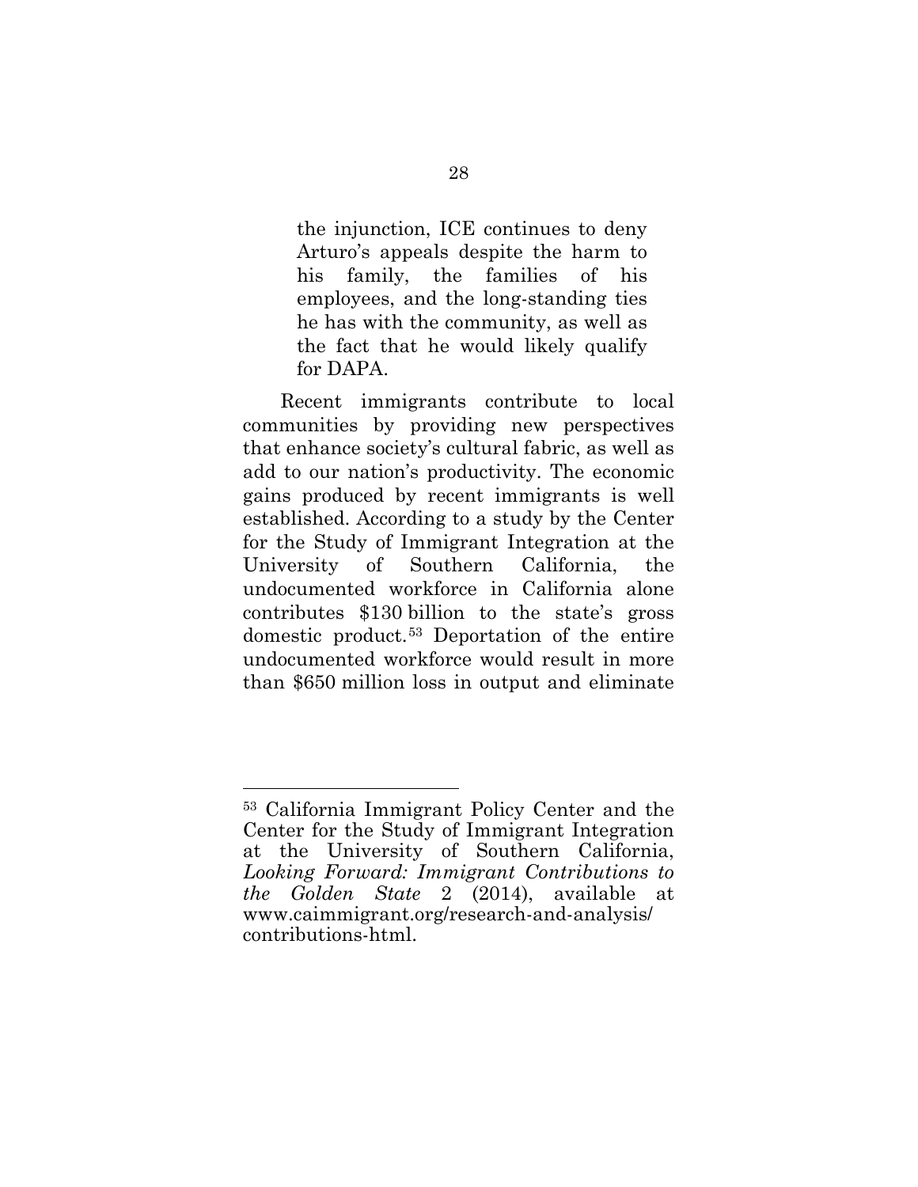> the injunction, ICE continues to deny Arturo's appeals despite the harm to his family, the families of his employees, and the long-standing ties he has with the community, as well as the fact that he would likely qualify for DAPA.

Recent immigrants contribute to local communities by providing new perspectives that enhance society's cultural fabric, as well as add to our nation's productivity. The economic gains produced by recent immigrants is well established. According to a study by the Center for the Study of Immigrant Integration at the University of Southern California, the undocumented workforce in California alone contributes $130 billion to the state's gross domestic product.[53] Deportation of the entire undocumented workforce would result in more than $650 million loss in output and eliminate

---

[53] California Immigrant Policy Center and the Center for the Study of Immigrant Integration at the University of Southern California, *Looking Forward: Immigrant Contributions to the Golden State* 2 (2014), available at www.caimmigrant.org/research-and-analysis/contributions-html.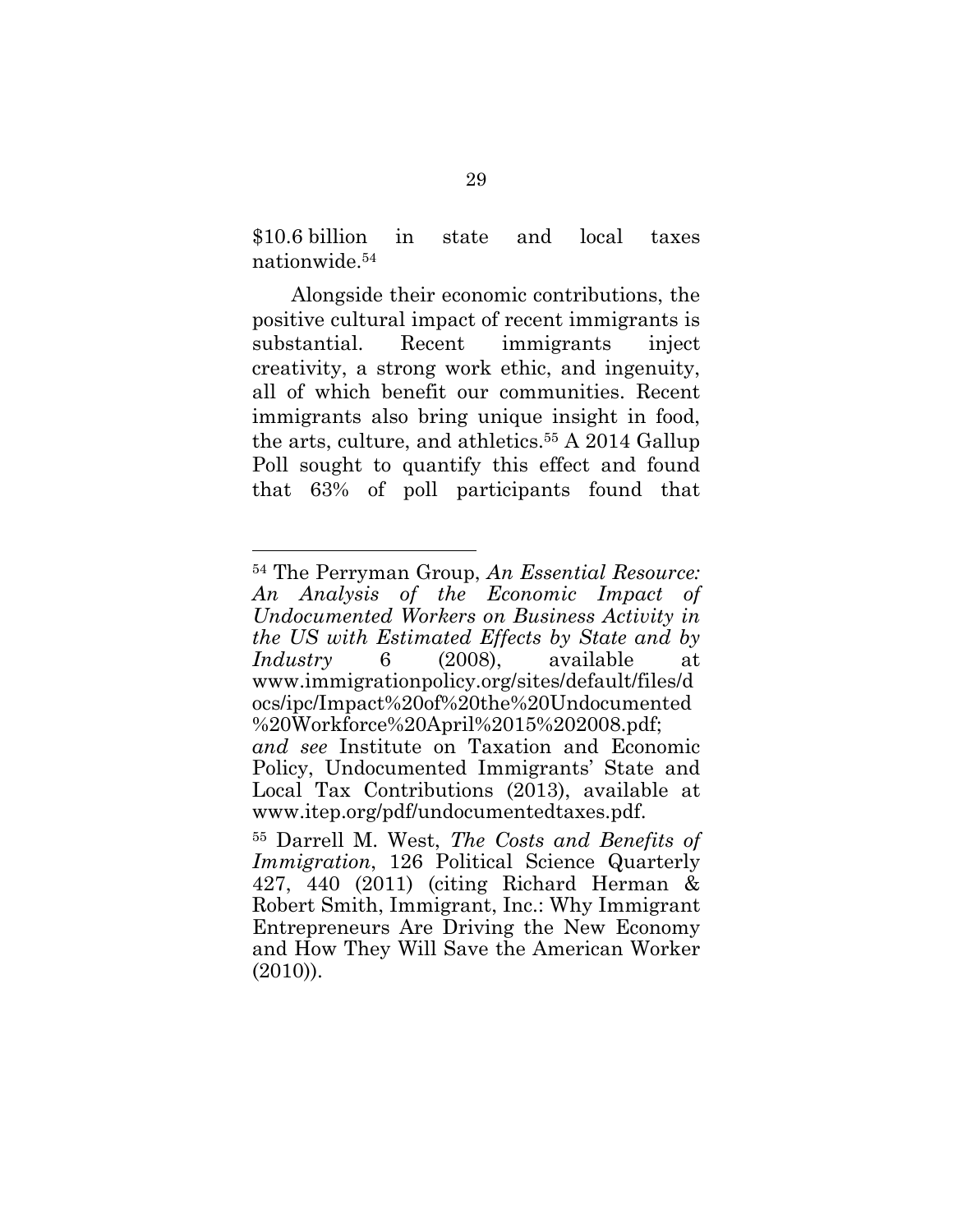$10.6 billion in state and local taxes nationwide.[54]

Alongside their economic contributions, the positive cultural impact of recent immigrants is substantial. Recent immigrants inject creativity, a strong work ethic, and ingenuity, all of which benefit our communities. Recent immigrants also bring unique insight in food, the arts, culture, and athletics.[55] A 2014 Gallup Poll sought to quantify this effect and found that 63% of poll participants found that

---

[54] The Perryman Group, *An Essential Resource: An Analysis of the Economic Impact of Undocumented Workers on Business Activity in the US with Estimated Effects by State and by Industry* 6 (2008), available at www.immigrationpolicy.org/sites/default/files/docs/ipc/Impact%20of%20the%20Undocumented%20Workforce%20April%2015%202008.pdf; *and see* Institute on Taxation and Economic Policy, Undocumented Immigrants' State and Local Tax Contributions (2013), available at www.itep.org/pdf/undocumentedtaxes.pdf.

[55] Darrell M. West, *The Costs and Benefits of Immigration*, 126 Political Science Quarterly 427, 440 (2011) (citing Richard Herman & Robert Smith, Immigrant, Inc.: Why Immigrant Entrepreneurs Are Driving the New Economy and How They Will Save the American Worker (2010)).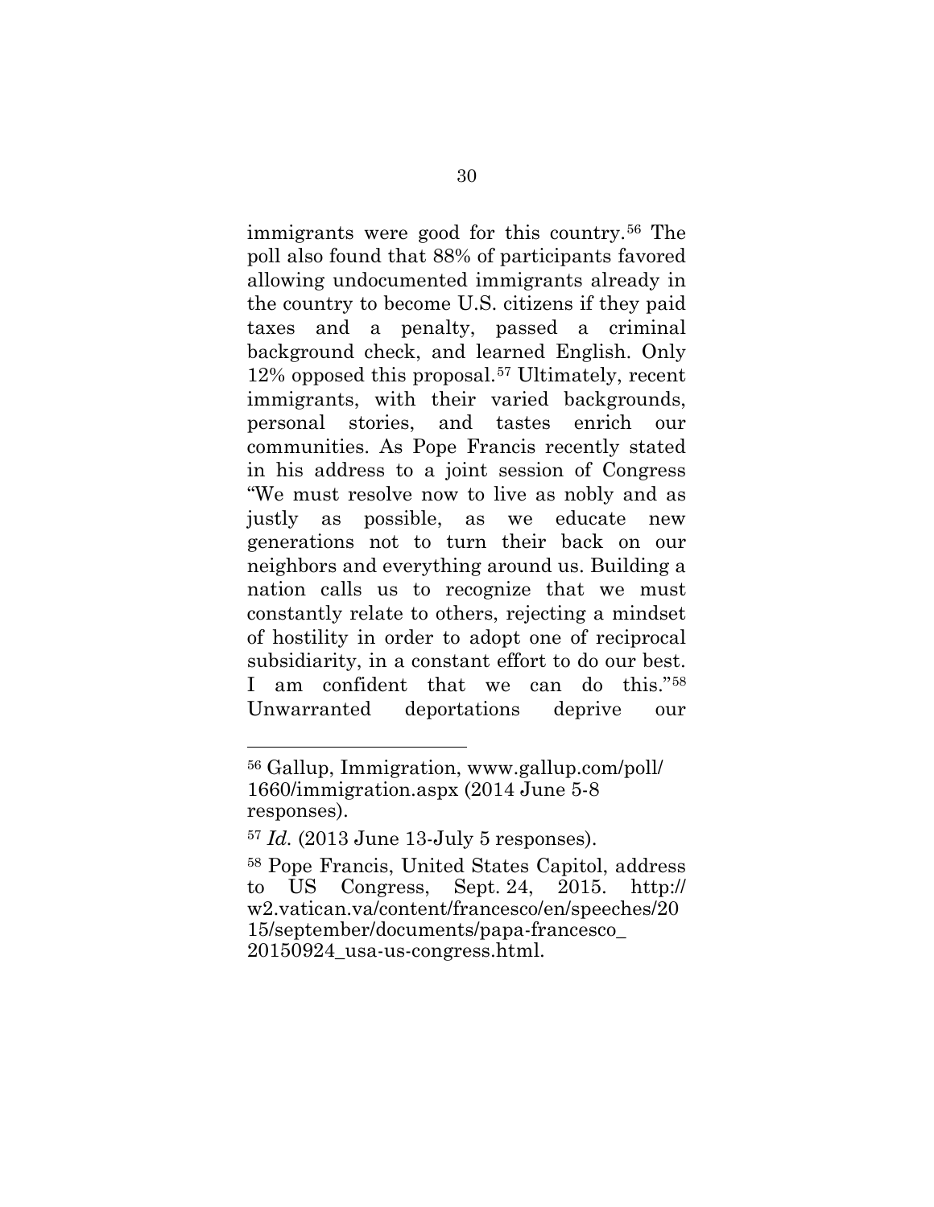immigrants were good for this country.[56] The poll also found that 88% of participants favored allowing undocumented immigrants already in the country to become U.S. citizens if they paid taxes and a penalty, passed a criminal background check, and learned English. Only 12% opposed this proposal.[57] Ultimately, recent immigrants, with their varied backgrounds, personal stories, and tastes enrich our communities. As Pope Francis recently stated in his address to a joint session of Congress "We must resolve now to live as nobly and as justly as possible, as we educate new generations not to turn their back on our neighbors and everything around us. Building a nation calls us to recognize that we must constantly relate to others, rejecting a mindset of hostility in order to adopt one of reciprocal subsidiarity, in a constant effort to do our best. I am confident that we can do this."[58] Unwarranted deportations deprive our

---

[56] Gallup, Immigration, www.gallup.com/poll/1660/immigration.aspx (2014 June 5-8 responses).

[57] *Id.* (2013 June 13-July 5 responses).

[58] Pope Francis, United States Capitol, address to US Congress, Sept. 24, 2015. http://w2.vatican.va/content/francesco/en/speeches/2015/september/documents/papa-francesco_20150924_usa-us-congress.html.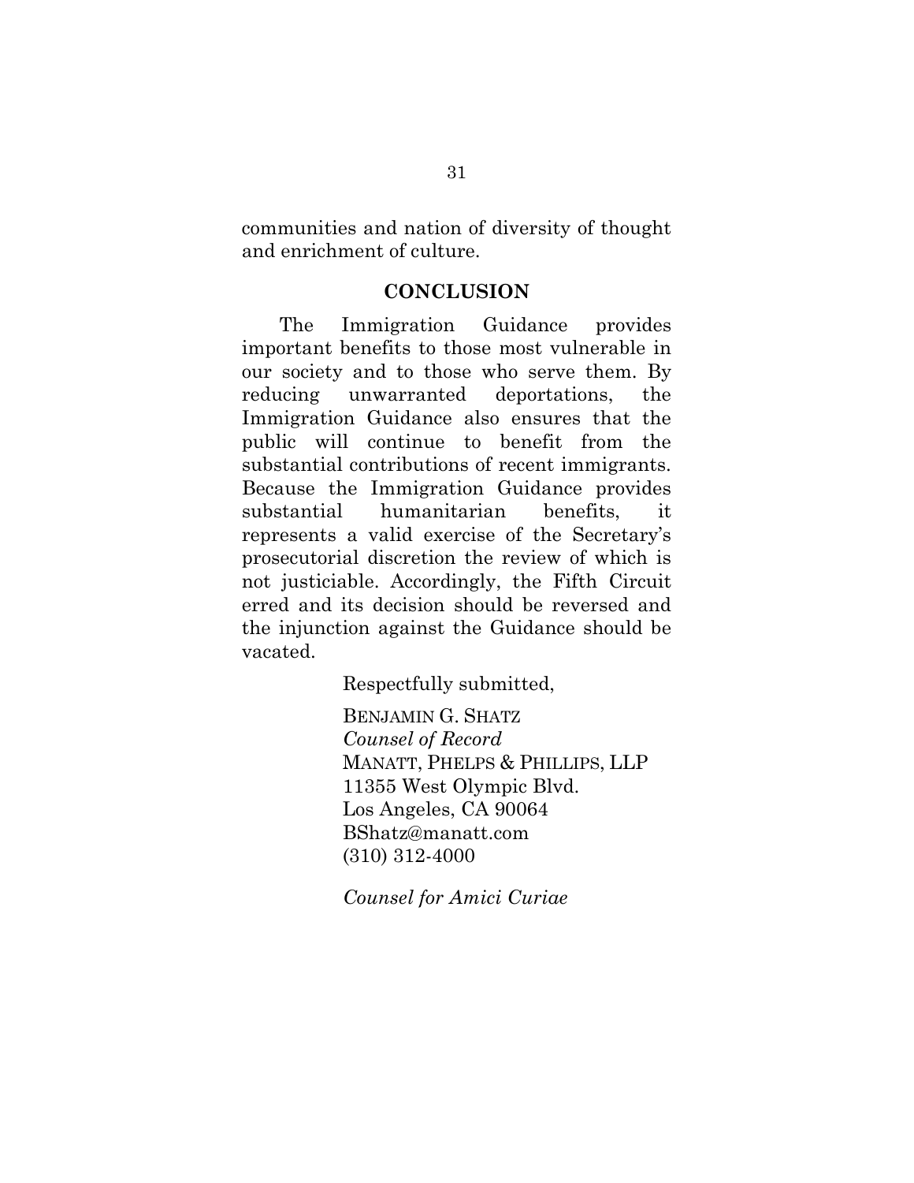communities and nation of diversity of thought and enrichment of culture.

## CONCLUSION

The Immigration Guidance provides important benefits to those most vulnerable in our society and to those who serve them. By reducing unwarranted deportations, the Immigration Guidance also ensures that the public will continue to benefit from the substantial contributions of recent immigrants. Because the Immigration Guidance provides substantial humanitarian benefits, it represents a valid exercise of the Secretary's prosecutorial discretion the review of which is not justiciable. Accordingly, the Fifth Circuit erred and its decision should be reversed and the injunction against the Guidance should be vacated.

Respectfully submitted,

BENJAMIN G. SHATZ
*Counsel of Record*
MANATT, PHELPS & PHILLIPS, LLP
11355 West Olympic Blvd.
Los Angeles, CA 90064
BShatz@manatt.com
(310) 312-4000

*Counsel for Amici Curiae*